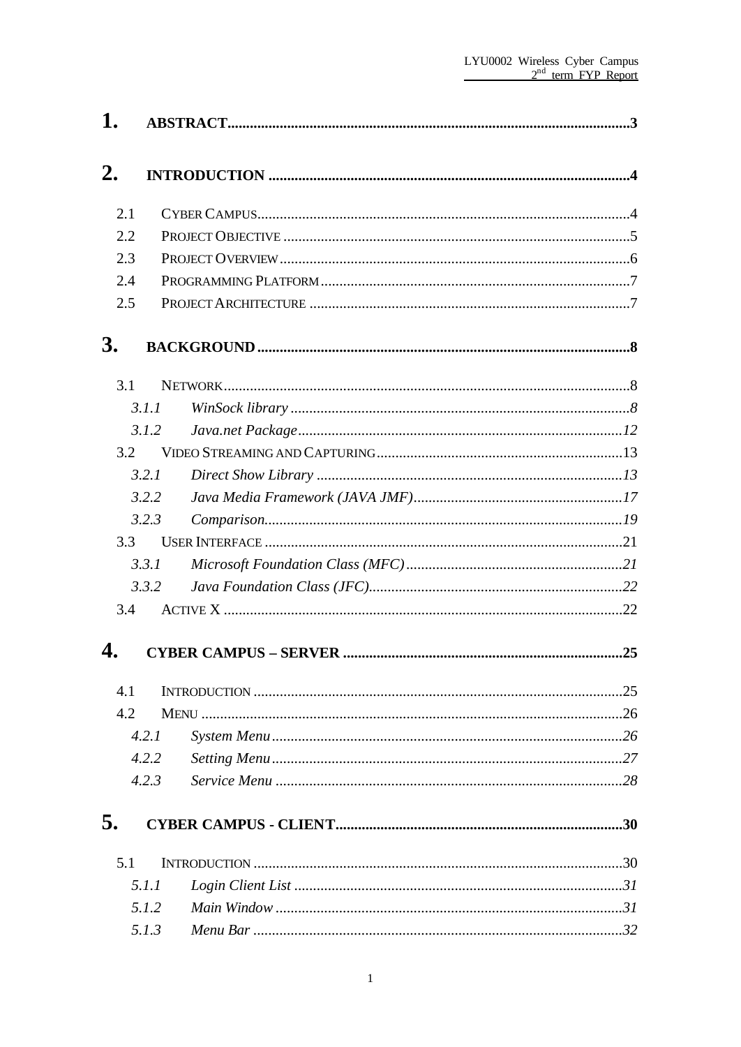1. **ABSTRACT** .......... 3

2. **INTRODUCTION** .......... 4

- 2.1 CYBER CAMPUS .......... 4
- 2.2 PROJECT OBJECTIVE .......... 5
- 2.3 PROJECT OVERVIEW .......... 6
- 2.4 PROGRAMMING PLATFORM .......... 7
- 2.5 PROJECT ARCHITECTURE .......... 7

3. **BACKGROUND** .......... 8

- 3.1 NETWORK .......... 8
  - *3.1.1 WinSock library* .......... *8*
  - *3.1.2 Java.net Package* .......... *12*
- 3.2 VIDEO STREAMING AND CAPTURING .......... 13
  - *3.2.1 Direct Show Library* .......... *13*
  - *3.2.2 Java Media Framework (JAVA JMF)* .......... *17*
  - *3.2.3 Comparison* .......... *19*
- 3.3 USER INTERFACE .......... 21
  - *3.3.1 Microsoft Foundation Class (MFC)* .......... *21*
  - *3.3.2 Java Foundation Class (JFC)* .......... *22*
- 3.4 ACTIVE X .......... 22

4. **CYBER CAMPUS – SERVER** .......... 25

- 4.1 INTRODUCTION .......... 25
- 4.2 MENU .......... 26
  - *4.2.1 System Menu* .......... *26*
  - *4.2.2 Setting Menu* .......... *27*
  - *4.2.3 Service Menu* .......... *28*

5. **CYBER CAMPUS - CLIENT** .......... 30

- 5.1 INTRODUCTION .......... 30
  - *5.1.1 Login Client List* .......... *31*
  - *5.1.2 Main Window* .......... *31*
  - *5.1.3 Menu Bar* .......... *32*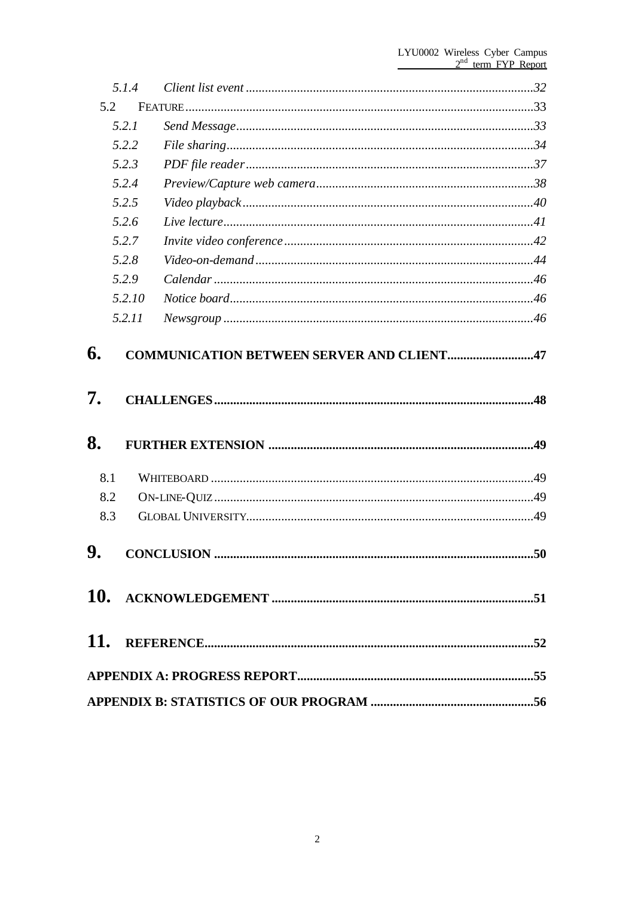*5.1.4 Client list event* ... 32

5.2 FEATURE ... 33

*5.2.1 Send Message* ... 33

*5.2.2 File sharing* ... 34

*5.2.3 PDF file reader* ... 37

*5.2.4 Preview/Capture web camera* ... 38

*5.2.5 Video playback* ... 40

*5.2.6 Live lecture* ... 41

*5.2.7 Invite video conference* ... 42

*5.2.8 Video-on-demand* ... 44

*5.2.9 Calendar* ... 46

*5.2.10 Notice board* ... 46

*5.2.11 Newsgroup* ... 46

**6. COMMUNICATION BETWEEN SERVER AND CLIENT** ... 47

**7. CHALLENGES** ... 48

**8. FURTHER EXTENSION** ... 49

8.1 WHITEBOARD ... 49

8.2 ON-LINE-QUIZ ... 49

8.3 GLOBAL UNIVERSITY ... 49

**9. CONCLUSION** ... 50

**10. ACKNOWLEDGEMENT** ... 51

**11. REFERENCE** ... 52

**APPENDIX A: PROGRESS REPORT** ... 55

**APPENDIX B: STATISTICS OF OUR PROGRAM** ... 56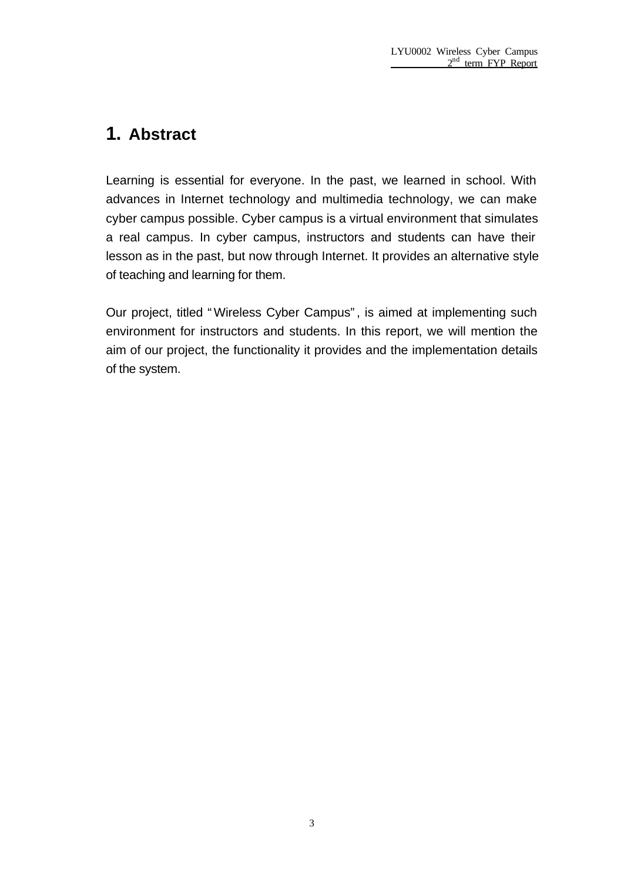# 1. Abstract

Learning is essential for everyone. In the past, we learned in school. With advances in Internet technology and multimedia technology, we can make cyber campus possible. Cyber campus is a virtual environment that simulates a real campus. In cyber campus, instructors and students can have their lesson as in the past, but now through Internet. It provides an alternative style of teaching and learning for them.

Our project, titled "Wireless Cyber Campus", is aimed at implementing such environment for instructors and students. In this report, we will mention the aim of our project, the functionality it provides and the implementation details of the system.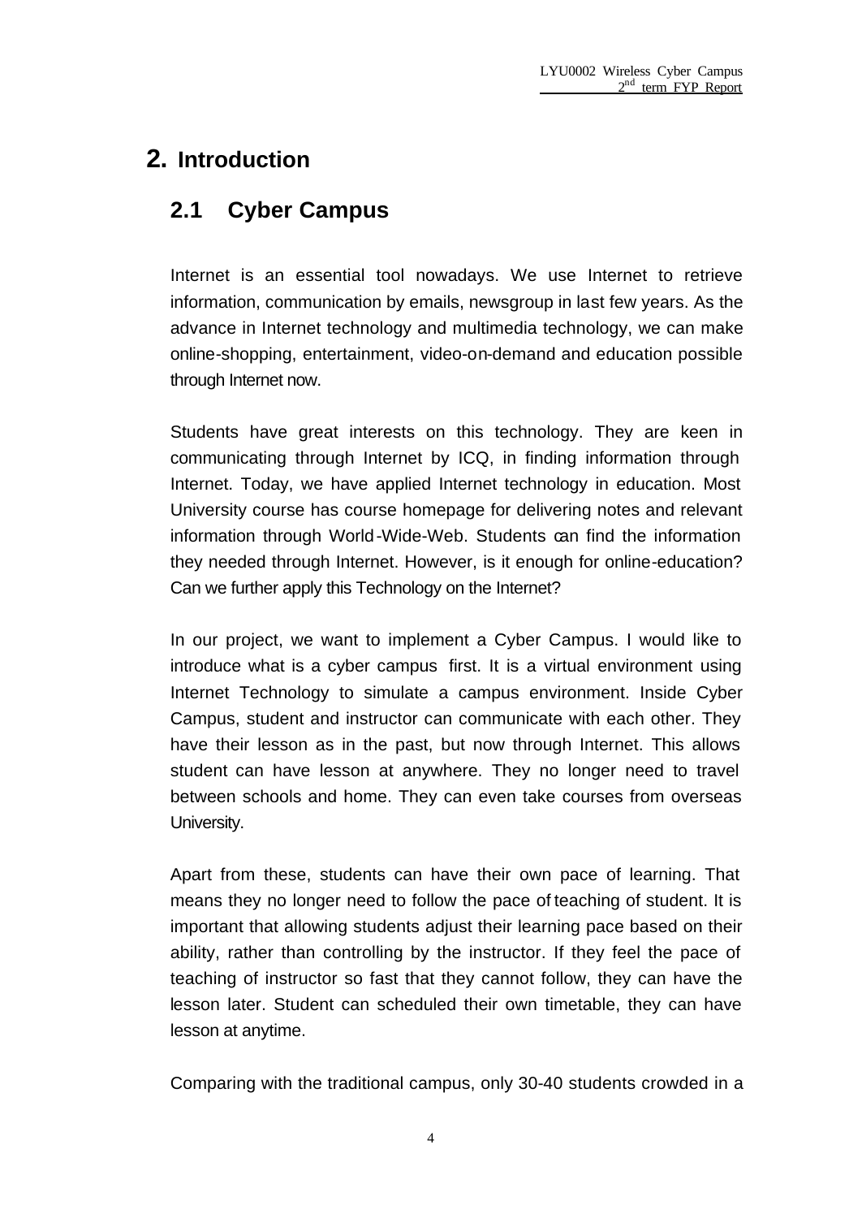# 2. Introduction

## 2.1 Cyber Campus

Internet is an essential tool nowadays. We use Internet to retrieve information, communication by emails, newsgroup in last few years. As the advance in Internet technology and multimedia technology, we can make online-shopping, entertainment, video-on-demand and education possible through Internet now.

Students have great interests on this technology. They are keen in communicating through Internet by ICQ, in finding information through Internet. Today, we have applied Internet technology in education. Most University course has course homepage for delivering notes and relevant information through World-Wide-Web. Students can find the information they needed through Internet. However, is it enough for online-education? Can we further apply this Technology on the Internet?

In our project, we want to implement a Cyber Campus. I would like to introduce what is a cyber campus first. It is a virtual environment using Internet Technology to simulate a campus environment. Inside Cyber Campus, student and instructor can communicate with each other. They have their lesson as in the past, but now through Internet. This allows student can have lesson at anywhere. They no longer need to travel between schools and home. They can even take courses from overseas University.

Apart from these, students can have their own pace of learning. That means they no longer need to follow the pace of teaching of student. It is important that allowing students adjust their learning pace based on their ability, rather than controlling by the instructor. If they feel the pace of teaching of instructor so fast that they cannot follow, they can have the lesson later. Student can scheduled their own timetable, they can have lesson at anytime.

Comparing with the traditional campus, only 30-40 students crowded in a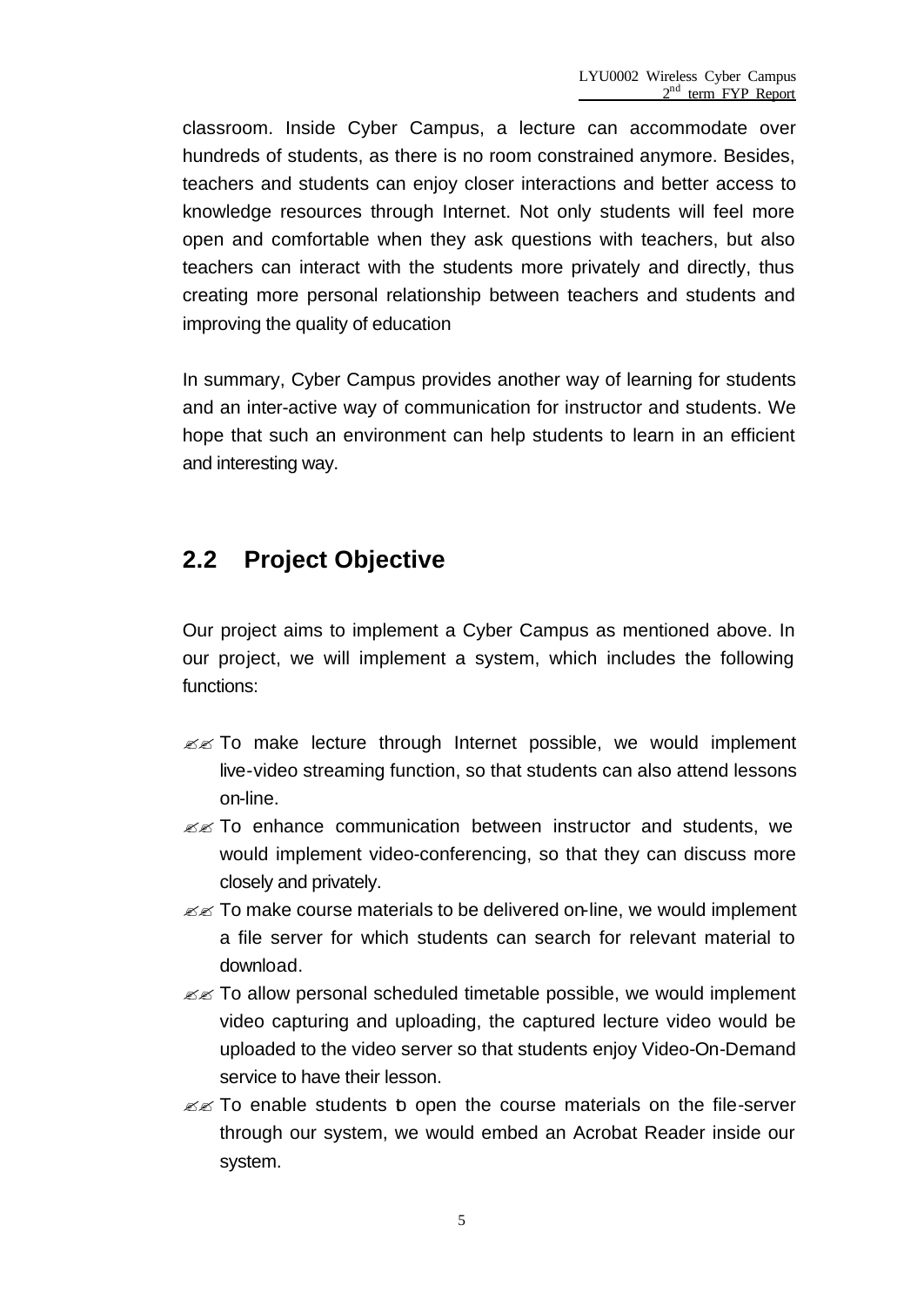classroom. Inside Cyber Campus, a lecture can accommodate over hundreds of students, as there is no room constrained anymore. Besides, teachers and students can enjoy closer interactions and better access to knowledge resources through Internet. Not only students will feel more open and comfortable when they ask questions with teachers, but also teachers can interact with the students more privately and directly, thus creating more personal relationship between teachers and students and improving the quality of education

In summary, Cyber Campus provides another way of learning for students and an inter-active way of communication for instructor and students. We hope that such an environment can help students to learn in an efficient and interesting way.

## 2.2 Project Objective

Our project aims to implement a Cyber Campus as mentioned above. In our project, we will implement a system, which includes the following functions:

- To make lecture through Internet possible, we would implement live-video streaming function, so that students can also attend lessons on-line.
- To enhance communication between instructor and students, we would implement video-conferencing, so that they can discuss more closely and privately.
- To make course materials to be delivered on-line, we would implement a file server for which students can search for relevant material to download.
- To allow personal scheduled timetable possible, we would implement video capturing and uploading, the captured lecture video would be uploaded to the video server so that students enjoy Video-On-Demand service to have their lesson.
- To enable students to open the course materials on the file-server through our system, we would embed an Acrobat Reader inside our system.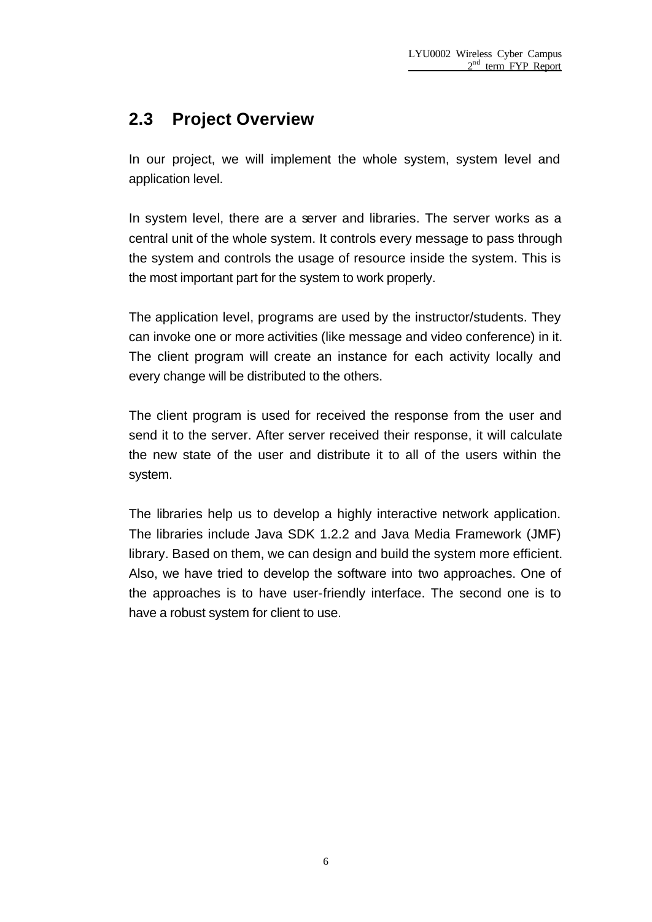## 2.3 Project Overview

In our project, we will implement the whole system, system level and application level.

In system level, there are a server and libraries. The server works as a central unit of the whole system. It controls every message to pass through the system and controls the usage of resource inside the system. This is the most important part for the system to work properly.

The application level, programs are used by the instructor/students. They can invoke one or more activities (like message and video conference) in it. The client program will create an instance for each activity locally and every change will be distributed to the others.

The client program is used for received the response from the user and send it to the server. After server received their response, it will calculate the new state of the user and distribute it to all of the users within the system.

The libraries help us to develop a highly interactive network application. The libraries include Java SDK 1.2.2 and Java Media Framework (JMF) library. Based on them, we can design and build the system more efficient. Also, we have tried to develop the software into two approaches. One of the approaches is to have user-friendly interface. The second one is to have a robust system for client to use.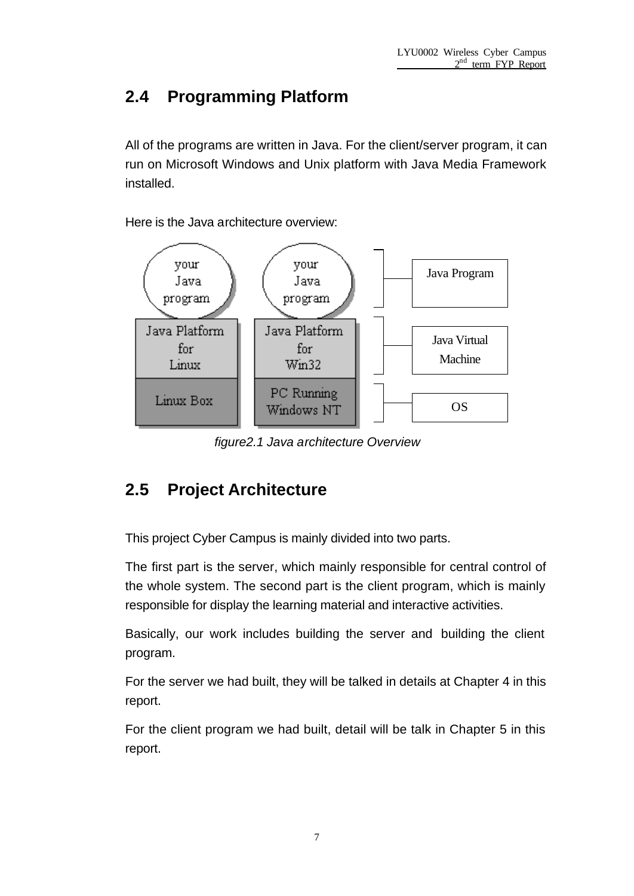## 2.4 Programming Platform

All of the programs are written in Java. For the client/server program, it can run on Microsoft Windows and Unix platform with Java Media Framework installed.

Here is the Java architecture overview:

*figure2.1 Java architecture Overview*

## 2.5 Project Architecture

This project Cyber Campus is mainly divided into two parts.

The first part is the server, which mainly responsible for central control of the whole system. The second part is the client program, which is mainly responsible for display the learning material and interactive activities.

Basically, our work includes building the server and building the client program.

For the server we had built, they will be talked in details at Chapter 4 in this report.

For the client program we had built, detail will be talk in Chapter 5 in this report.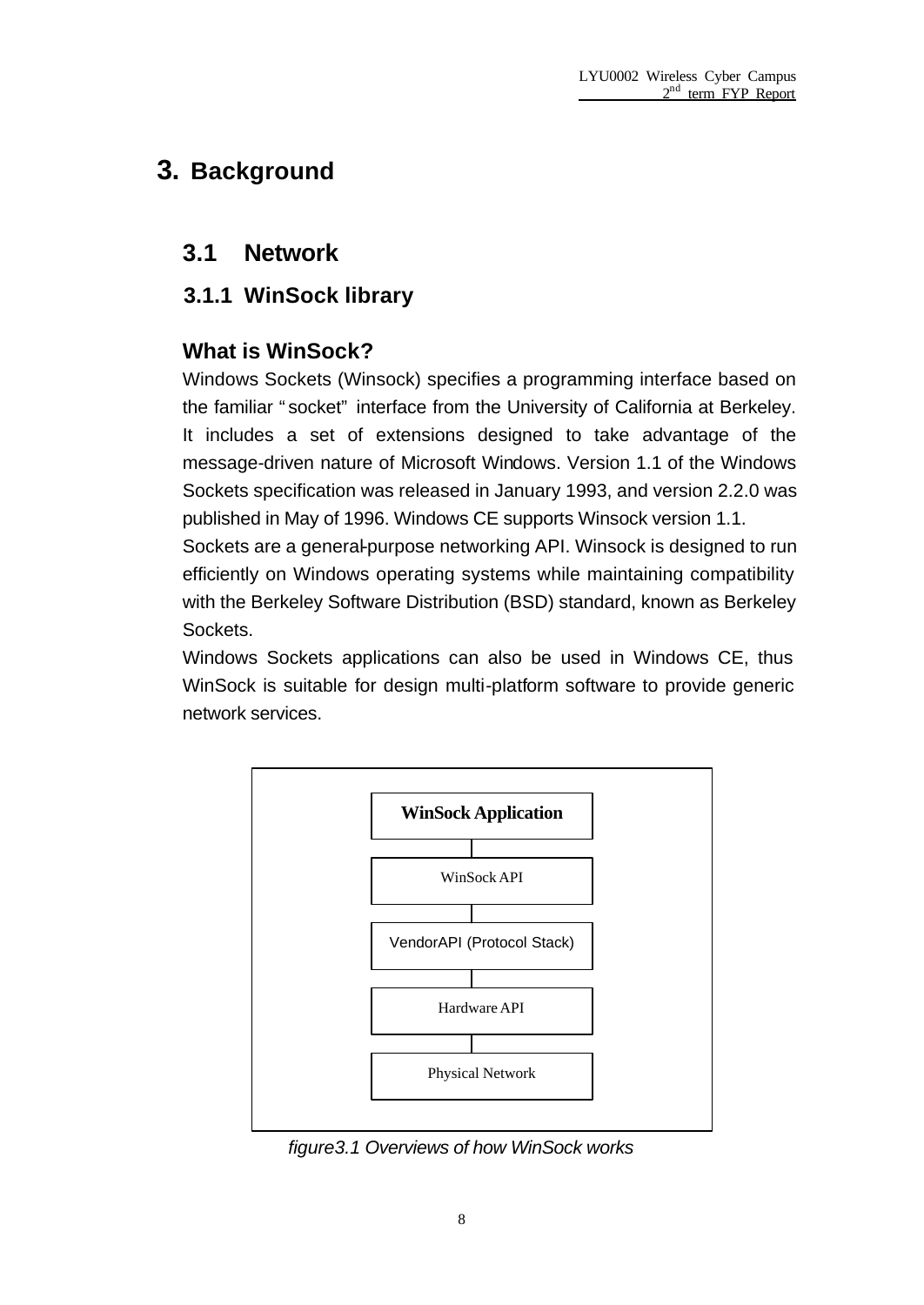# 3. Background

## 3.1 Network

### 3.1.1 WinSock library

**What is WinSock?**

Windows Sockets (Winsock) specifies a programming interface based on the familiar "socket" interface from the University of California at Berkeley. It includes a set of extensions designed to take advantage of the message-driven nature of Microsoft Windows. Version 1.1 of the Windows Sockets specification was released in January 1993, and version 2.2.0 was published in May of 1996. Windows CE supports Winsock version 1.1.

Sockets are a general-purpose networking API. Winsock is designed to run efficiently on Windows operating systems while maintaining compatibility with the Berkeley Software Distribution (BSD) standard, known as Berkeley Sockets.

Windows Sockets applications can also be used in Windows CE, thus WinSock is suitable for design multi-platform software to provide generic network services.

**WinSock Application**

WinSock API

VendorAPI (Protocol Stack)

Hardware API

Physical Network

*figure3.1 Overviews of how WinSock works*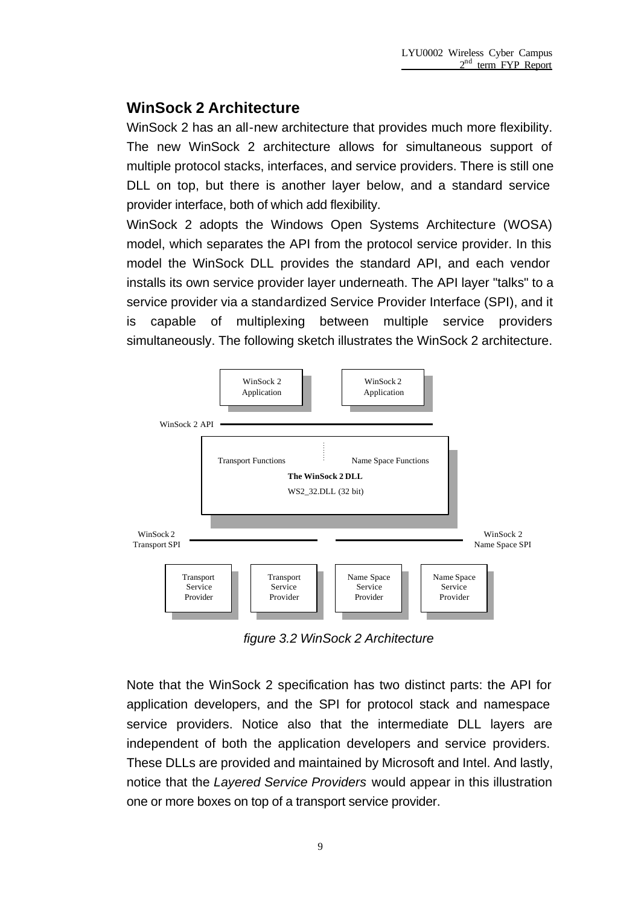## WinSock 2 Architecture

WinSock 2 has an all-new architecture that provides much more flexibility. The new WinSock 2 architecture allows for simultaneous support of multiple protocol stacks, interfaces, and service providers. There is still one DLL on top, but there is another layer below, and a standard service provider interface, both of which add flexibility.

WinSock 2 adopts the Windows Open Systems Architecture (WOSA) model, which separates the API from the protocol service provider. In this model the WinSock DLL provides the standard API, and each vendor installs its own service provider layer underneath. The API layer "talks" to a service provider via a standardized Service Provider Interface (SPI), and it is capable of multiplexing between multiple service providers simultaneously. The following sketch illustrates the WinSock 2 architecture.

WinSock 2 Application | WinSock 2 Application

WinSock 2 API

Transport Functions | Name Space Functions

**The WinSock 2 DLL**

WS2_32.DLL (32 bit)

WinSock 2 Transport SPI | WinSock 2 Name Space SPI

Transport Service Provider | Transport Service Provider | Name Space Service Provider | Name Space Service Provider

*figure 3.2 WinSock 2 Architecture*

Note that the WinSock 2 specification has two distinct parts: the API for application developers, and the SPI for protocol stack and namespace service providers. Notice also that the intermediate DLL layers are independent of both the application developers and service providers. These DLLs are provided and maintained by Microsoft and Intel. And lastly, notice that the *Layered Service Providers* would appear in this illustration one or more boxes on top of a transport service provider.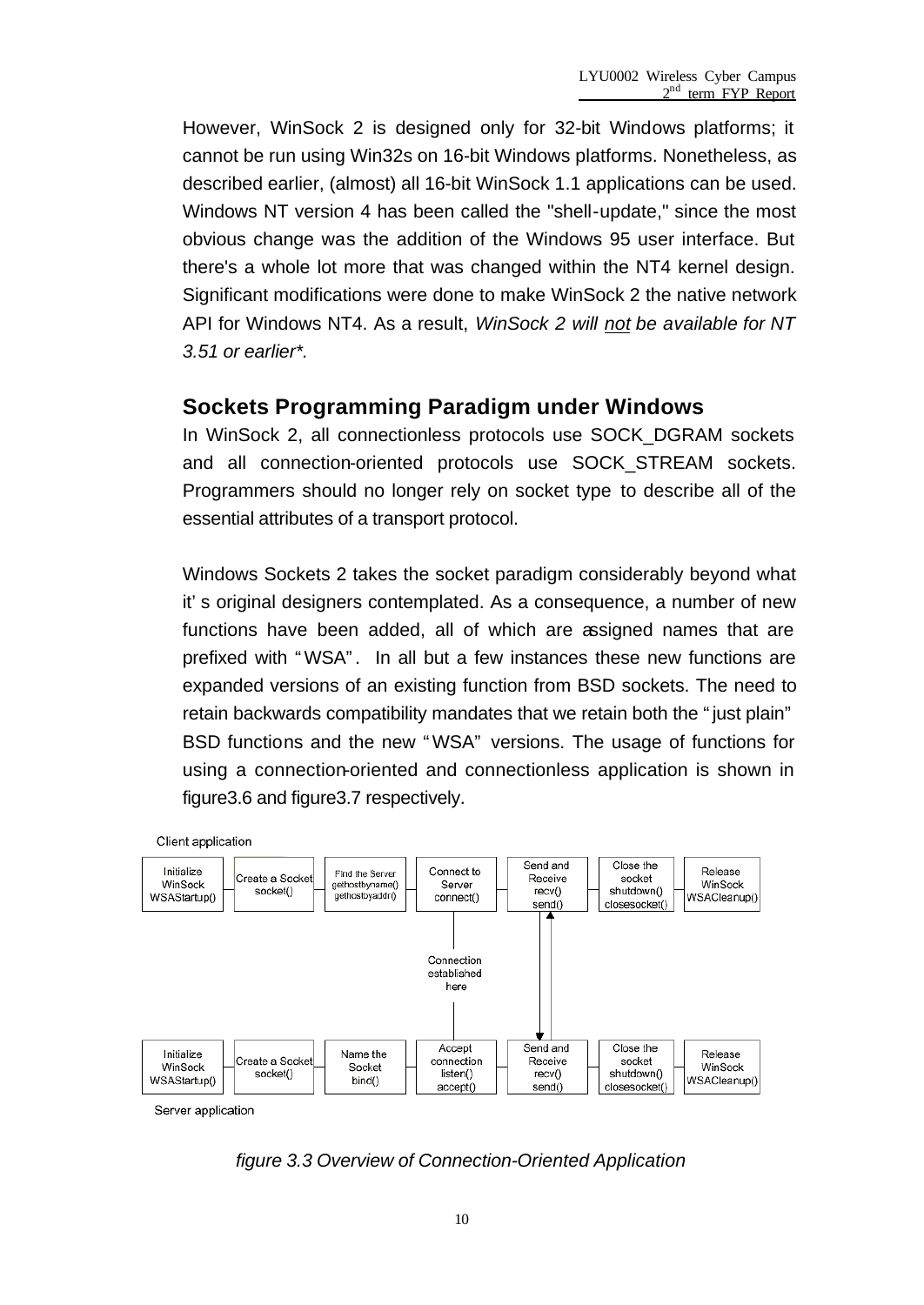However, WinSock 2 is designed only for 32-bit Windows platforms; it cannot be run using Win32s on 16-bit Windows platforms. Nonetheless, as described earlier, (almost) all 16-bit WinSock 1.1 applications can be used. Windows NT version 4 has been called the "shell-update," since the most obvious change was the addition of the Windows 95 user interface. But there's a whole lot more that was changed within the NT4 kernel design. Significant modifications were done to make WinSock 2 the native network API for Windows NT4. As a result, *WinSock 2 will not be available for NT 3.51 or earlier\*.*

## Sockets Programming Paradigm under Windows

In WinSock 2, all connectionless protocols use SOCK_DGRAM sockets and all connection-oriented protocols use SOCK_STREAM sockets. Programmers should no longer rely on socket type to describe all of the essential attributes of a transport protocol.

Windows Sockets 2 takes the socket paradigm considerably beyond what it' s original designers contemplated. As a consequence, a number of new functions have been added, all of which are assigned names that are prefixed with "WSA". In all but a few instances these new functions are expanded versions of an existing function from BSD sockets. The need to retain backwards compatibility mandates that we retain both the "just plain" BSD functions and the new "WSA" versions. The usage of functions for using a connection-oriented and connectionless application is shown in figure3.6 and figure3.7 respectively.

Client application

| Initialize WinSock WSAStartup() | Create a Socket socket() | Find the Server gethostbyname() gethostbyaddr() | Connect to Server connect() | Send and Receive recv() send() | Close the socket shutdown() closesocket() | Release WinSock WSACleanup() |
|---|---|---|---|---|---|---|

Connection established here

| Initialize WinSock WSAStartup() | Create a Socket socket() | Name the Socket bind() | Accept connection listen() accept() | Send and Receive recv() send() | Close the socket shutdown() closesocket() | Release WinSock WSACleanup() |
|---|---|---|---|---|---|---|

Server application

*figure 3.3 Overview of Connection-Oriented Application*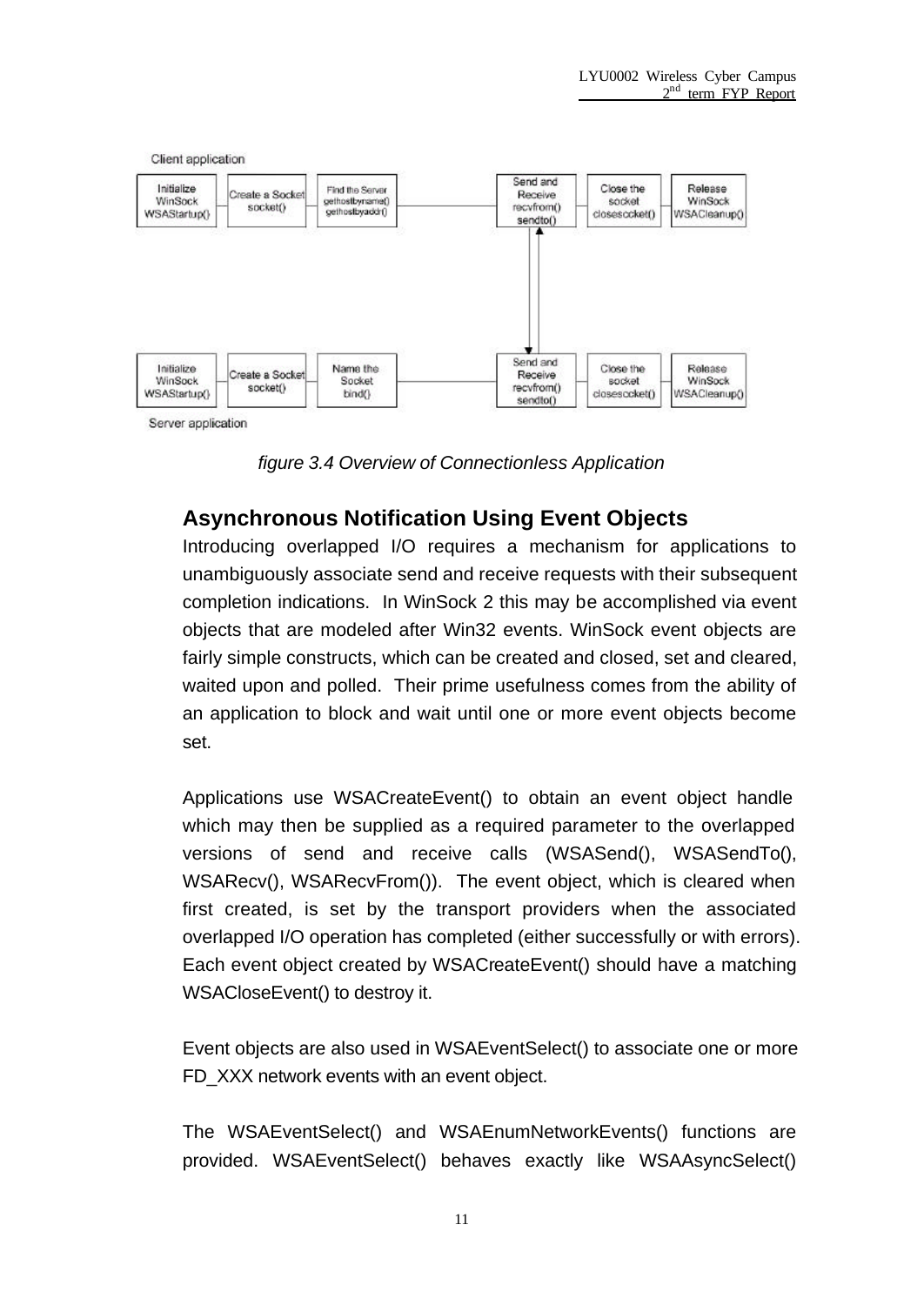figure 3.4 Overview of Connectionless Application

## Asynchronous Notification Using Event Objects

Introducing overlapped I/O requires a mechanism for applications to unambiguously associate send and receive requests with their subsequent completion indications. In WinSock 2 this may be accomplished via event objects that are modeled after Win32 events. WinSock event objects are fairly simple constructs, which can be created and closed, set and cleared, waited upon and polled. Their prime usefulness comes from the ability of an application to block and wait until one or more event objects become set.

Applications use WSACreateEvent() to obtain an event object handle which may then be supplied as a required parameter to the overlapped versions of send and receive calls (WSASend(), WSASendTo(), WSARecv(), WSARecvFrom()). The event object, which is cleared when first created, is set by the transport providers when the associated overlapped I/O operation has completed (either successfully or with errors). Each event object created by WSACreateEvent() should have a matching WSACloseEvent() to destroy it.

Event objects are also used in WSAEventSelect() to associate one or more FD_XXX network events with an event object.

The WSAEventSelect() and WSAEnumNetworkEvents() functions are provided. WSAEventSelect() behaves exactly like WSAAsyncSelect()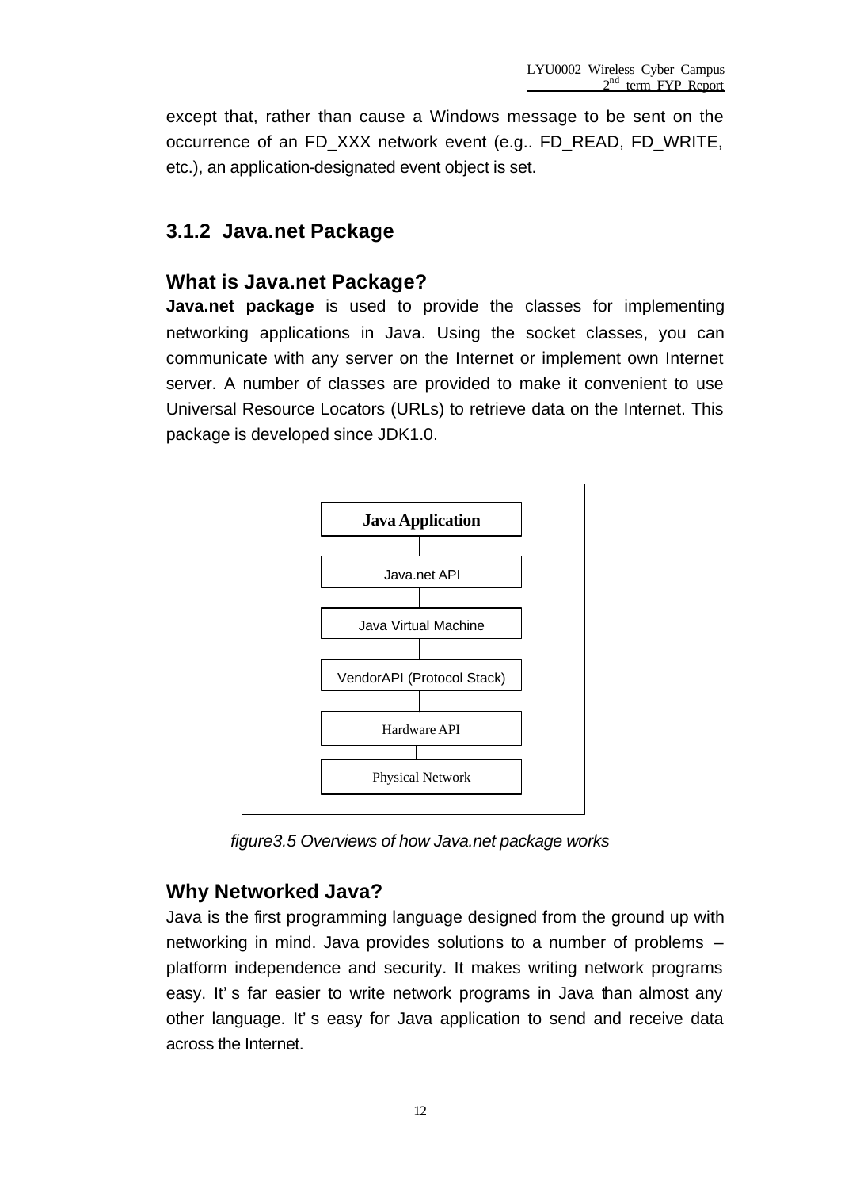except that, rather than cause a Windows message to be sent on the occurrence of an FD_XXX network event (e.g.. FD_READ, FD_WRITE, etc.), an application-designated event object is set.

### 3.1.2 Java.net Package

#### What is Java.net Package?

**Java.net package** is used to provide the classes for implementing networking applications in Java. Using the socket classes, you can communicate with any server on the Internet or implement own Internet server. A number of classes are provided to make it convenient to use Universal Resource Locators (URLs) to retrieve data on the Internet. This package is developed since JDK1.0.

**Java Application**

Java.net API

Java Virtual Machine

VendorAPI (Protocol Stack)

Hardware API

Physical Network

*figure3.5 Overviews of how Java.net package works*

#### Why Networked Java?

Java is the first programming language designed from the ground up with networking in mind. Java provides solutions to a number of problems – platform independence and security. It makes writing network programs easy. It' s far easier to write network programs in Java than almost any other language. It' s easy for Java application to send and receive data across the Internet.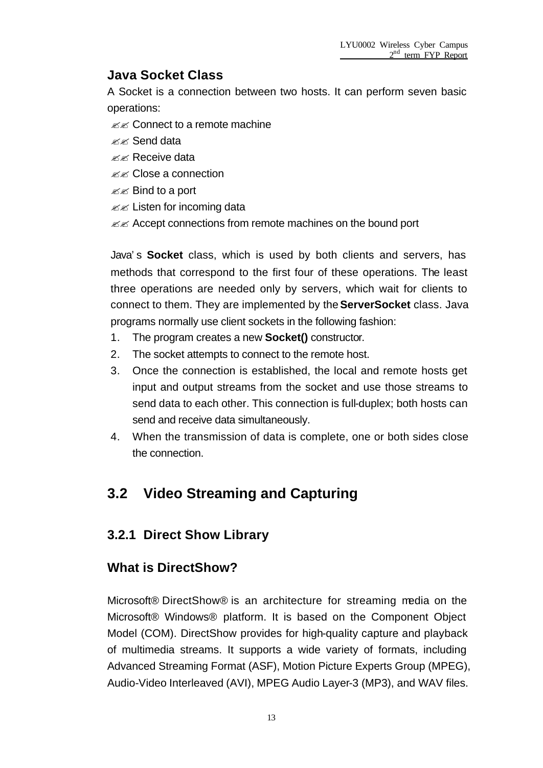### Java Socket Class

A Socket is a connection between two hosts. It can perform seven basic operations:

- Connect to a remote machine
- Send data
- Receive data
- Close a connection
- Bind to a port
- Listen for incoming data
- Accept connections from remote machines on the bound port

Java's **Socket** class, which is used by both clients and servers, has methods that correspond to the first four of these operations. The least three operations are needed only by servers, which wait for clients to connect to them. They are implemented by the **ServerSocket** class. Java programs normally use client sockets in the following fashion:

1. The program creates a new **Socket()** constructor.
2. The socket attempts to connect to the remote host.
3. Once the connection is established, the local and remote hosts get input and output streams from the socket and use those streams to send data to each other. This connection is full-duplex; both hosts can send and receive data simultaneously.
4. When the transmission of data is complete, one or both sides close the connection.

## 3.2 Video Streaming and Capturing

### 3.2.1 Direct Show Library

### What is DirectShow?

Microsoft® DirectShow® is an architecture for streaming media on the Microsoft® Windows® platform. It is based on the Component Object Model (COM). DirectShow provides for high-quality capture and playback of multimedia streams. It supports a wide variety of formats, including Advanced Streaming Format (ASF), Motion Picture Experts Group (MPEG), Audio-Video Interleaved (AVI), MPEG Audio Layer-3 (MP3), and WAV files.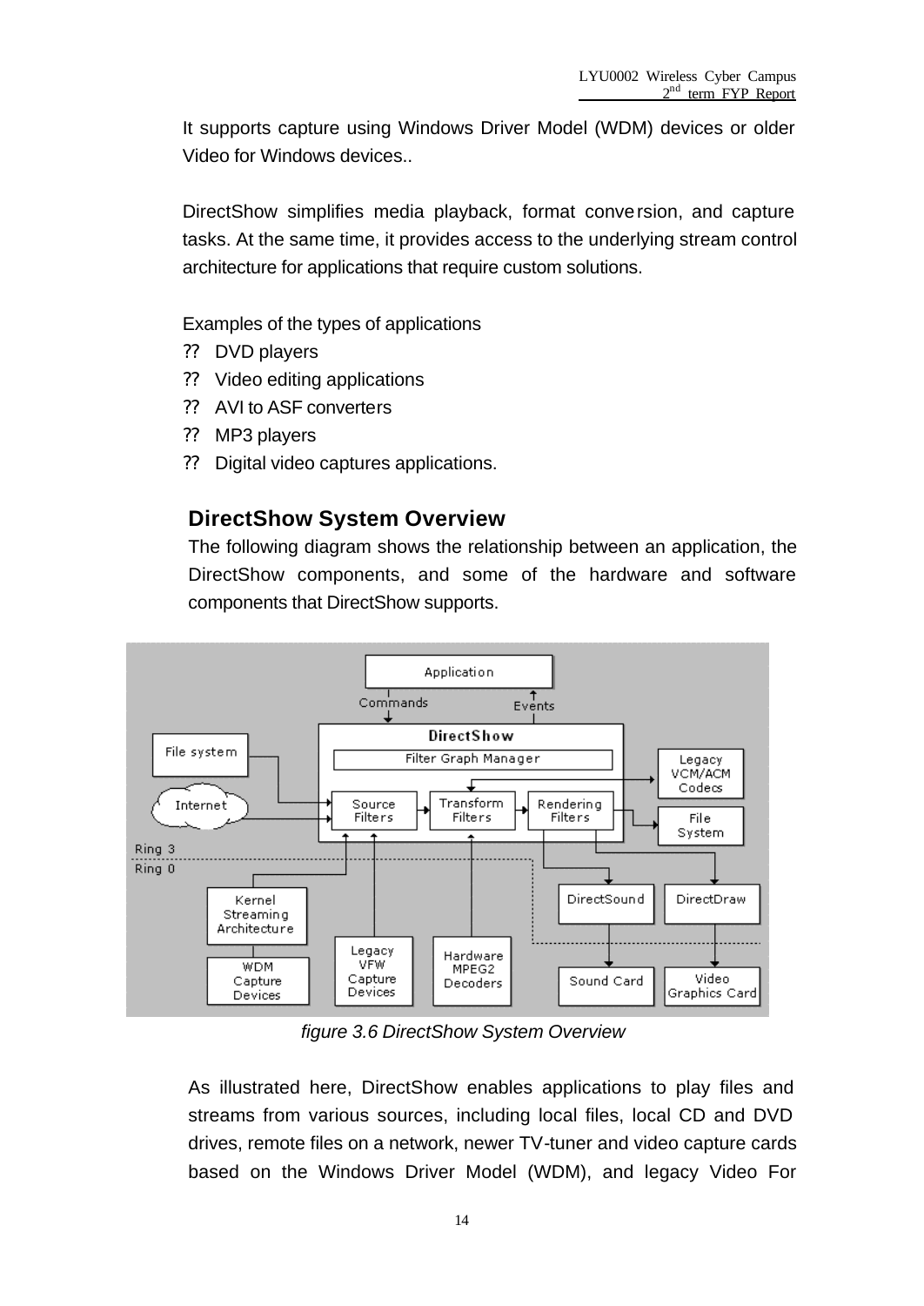It supports capture using Windows Driver Model (WDM) devices or older Video for Windows devices..

DirectShow simplifies media playback, format conversion, and capture tasks. At the same time, it provides access to the underlying stream control architecture for applications that require custom solutions.

Examples of the types of applications

?? DVD players
?? Video editing applications
?? AVI to ASF converters
?? MP3 players
?? Digital video captures applications.

## DirectShow System Overview

The following diagram shows the relationship between an application, the DirectShow components, and some of the hardware and software components that DirectShow supports.

*figure 3.6 DirectShow System Overview*

As illustrated here, DirectShow enables applications to play files and streams from various sources, including local files, local CD and DVD drives, remote files on a network, newer TV-tuner and video capture cards based on the Windows Driver Model (WDM), and legacy Video For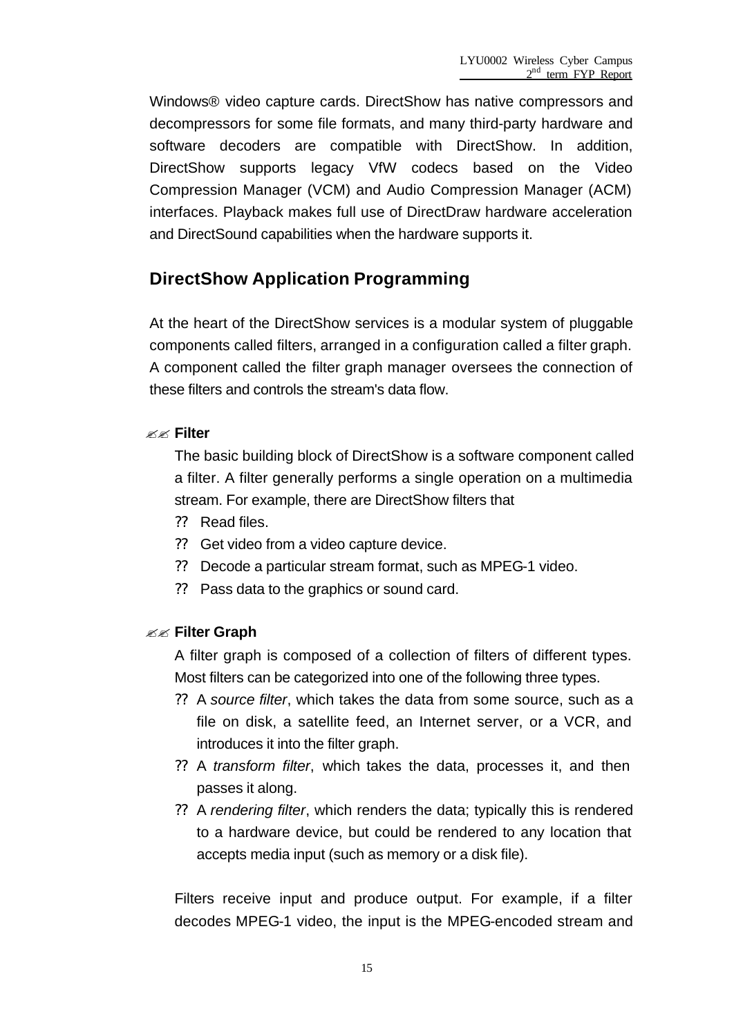Windows® video capture cards. DirectShow has native compressors and decompressors for some file formats, and many third-party hardware and software decoders are compatible with DirectShow. In addition, DirectShow supports legacy VfW codecs based on the Video Compression Manager (VCM) and Audio Compression Manager (ACM) interfaces. Playback makes full use of DirectDraw hardware acceleration and DirectSound capabilities when the hardware supports it.

## DirectShow Application Programming

At the heart of the DirectShow services is a modular system of pluggable components called filters, arranged in a configuration called a filter graph. A component called the filter graph manager oversees the connection of these filters and controls the stream's data flow.

- **Filter**

  The basic building block of DirectShow is a software component called a filter. A filter generally performs a single operation on a multimedia stream. For example, there are DirectShow filters that

  - Read files.
  - Get video from a video capture device.
  - Decode a particular stream format, such as MPEG-1 video.
  - Pass data to the graphics or sound card.

- **Filter Graph**

  A filter graph is composed of a collection of filters of different types. Most filters can be categorized into one of the following three types.

  - A *source filter*, which takes the data from some source, such as a file on disk, a satellite feed, an Internet server, or a VCR, and introduces it into the filter graph.
  - A *transform filter*, which takes the data, processes it, and then passes it along.
  - A *rendering filter*, which renders the data; typically this is rendered to a hardware device, but could be rendered to any location that accepts media input (such as memory or a disk file).

  Filters receive input and produce output. For example, if a filter decodes MPEG-1 video, the input is the MPEG-encoded stream and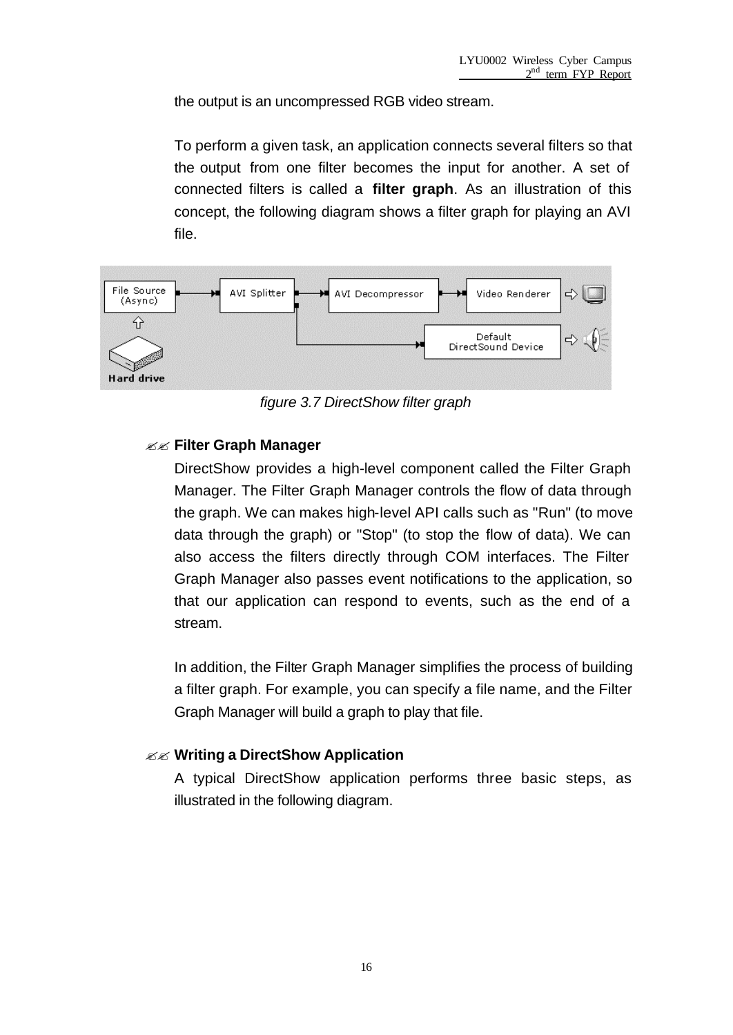the output is an uncompressed RGB video stream.

To perform a given task, an application connects several filters so that the output from one filter becomes the input for another. A set of connected filters is called a **filter graph**. As an illustration of this concept, the following diagram shows a filter graph for playing an AVI file.

*figure 3.7 DirectShow filter graph*

✍✍ **Filter Graph Manager**

DirectShow provides a high-level component called the Filter Graph Manager. The Filter Graph Manager controls the flow of data through the graph. We can makes high-level API calls such as "Run" (to move data through the graph) or "Stop" (to stop the flow of data). We can also access the filters directly through COM interfaces. The Filter Graph Manager also passes event notifications to the application, so that our application can respond to events, such as the end of a stream.

In addition, the Filter Graph Manager simplifies the process of building a filter graph. For example, you can specify a file name, and the Filter Graph Manager will build a graph to play that file.

✍✍ **Writing a DirectShow Application**

A typical DirectShow application performs three basic steps, as illustrated in the following diagram.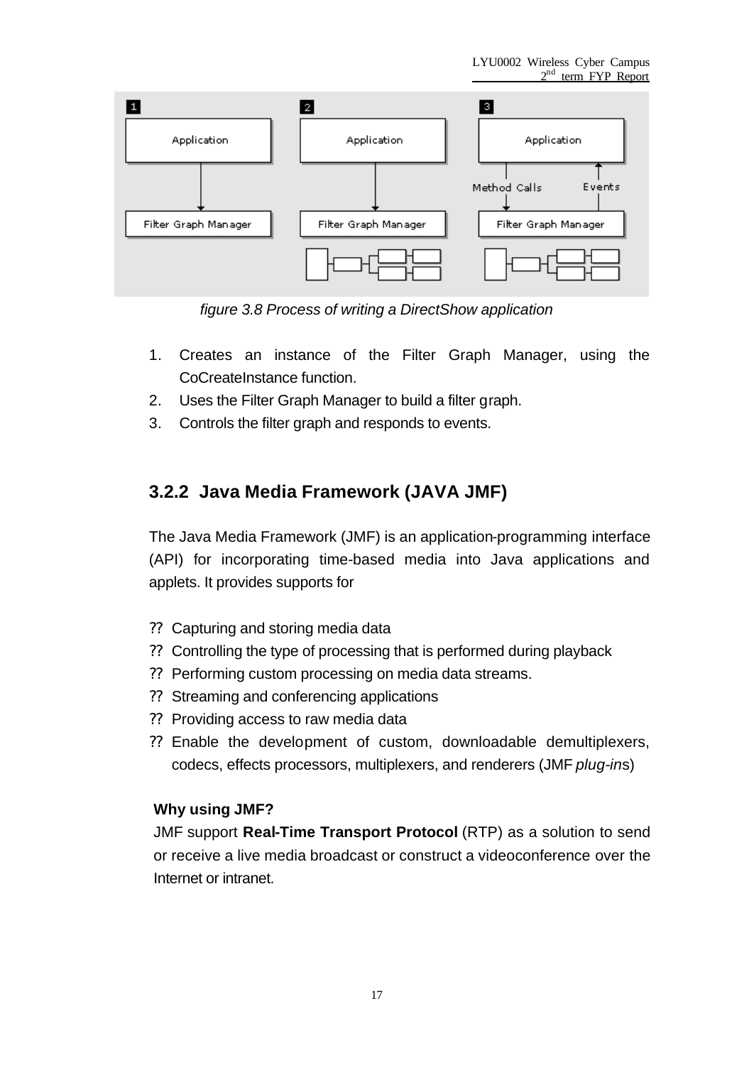figure 3.8 Process of writing a DirectShow application

1. Creates an instance of the Filter Graph Manager, using the CoCreateInstance function.
2. Uses the Filter Graph Manager to build a filter graph.
3. Controls the filter graph and responds to events.

### 3.2.2 Java Media Framework (JAVA JMF)

The Java Media Framework (JMF) is an application-programming interface (API) for incorporating time-based media into Java applications and applets. It provides supports for

?? Capturing and storing media data
?? Controlling the type of processing that is performed during playback
?? Performing custom processing on media data streams.
?? Streaming and conferencing applications
?? Providing access to raw media data
?? Enable the development of custom, downloadable demultiplexers, codecs, effects processors, multiplexers, and renderers (JMF *plug-ins*)

**Why using JMF?**

JMF support **Real-Time Transport Protocol** (RTP) as a solution to send or receive a live media broadcast or construct a videoconference over the Internet or intranet.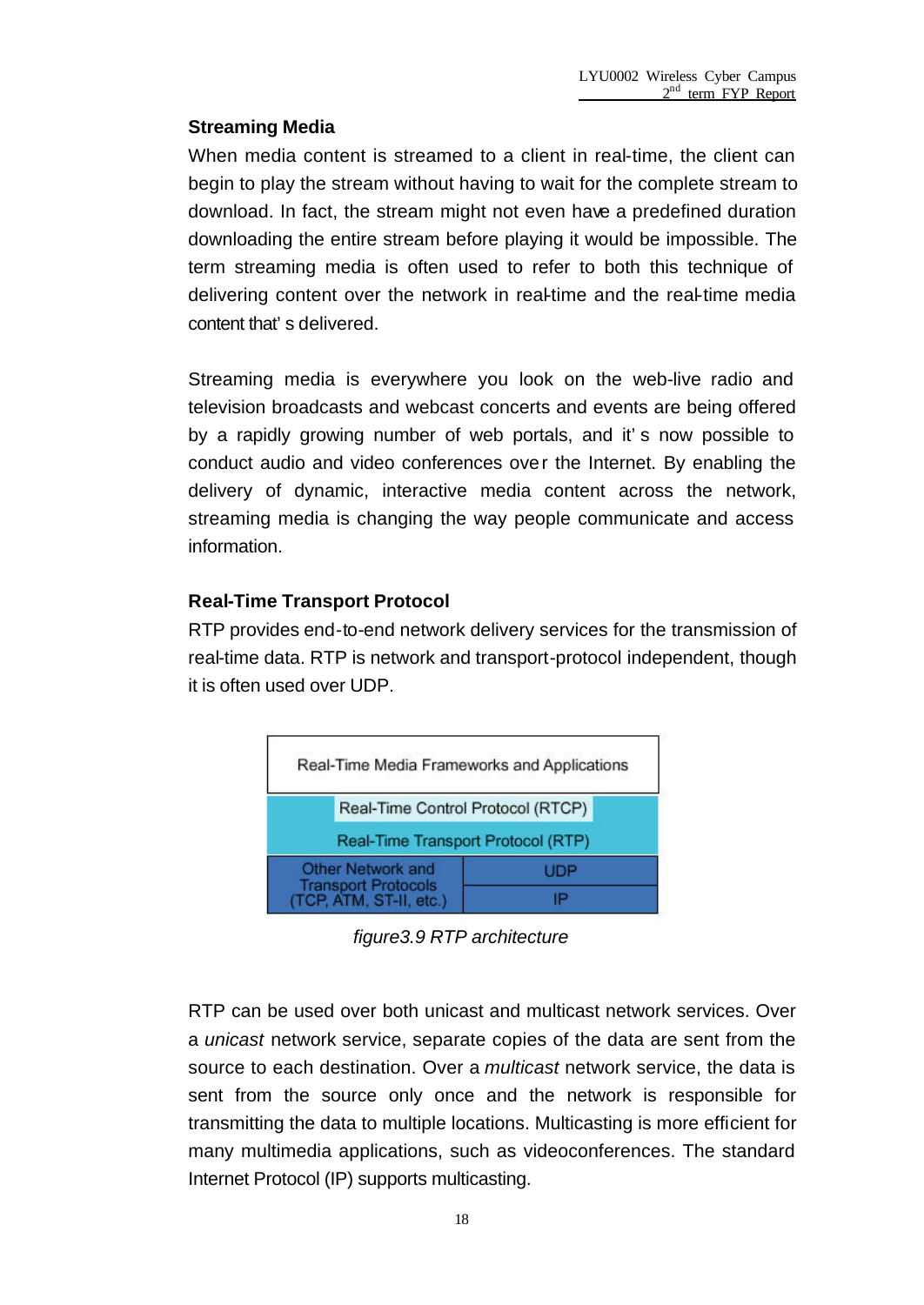### Streaming Media

When media content is streamed to a client in real-time, the client can begin to play the stream without having to wait for the complete stream to download. In fact, the stream might not even have a predefined duration downloading the entire stream before playing it would be impossible. The term streaming media is often used to refer to both this technique of delivering content over the network in real-time and the real-time media content that' s delivered.

Streaming media is everywhere you look on the web-live radio and television broadcasts and webcast concerts and events are being offered by a rapidly growing number of web portals, and it' s now possible to conduct audio and video conferences over the Internet. By enabling the delivery of dynamic, interactive media content across the network, streaming media is changing the way people communicate and access information.

### Real-Time Transport Protocol

RTP provides end-to-end network delivery services for the transmission of real-time data. RTP is network and transport-protocol independent, though it is often used over UDP.

| Real-Time Media Frameworks and Applications | |
|---|---|
| Real-Time Control Protocol (RTCP) | |
| Real-Time Transport Protocol (RTP) | |
| Other Network and Transport Protocols (TCP, ATM, ST-II, etc.) | UDP |
| | IP |

*figure3.9 RTP architecture*

RTP can be used over both unicast and multicast network services. Over a *unicast* network service, separate copies of the data are sent from the source to each destination. Over a *multicast* network service, the data is sent from the source only once and the network is responsible for transmitting the data to multiple locations. Multicasting is more efficient for many multimedia applications, such as videoconferences. The standard Internet Protocol (IP) supports multicasting.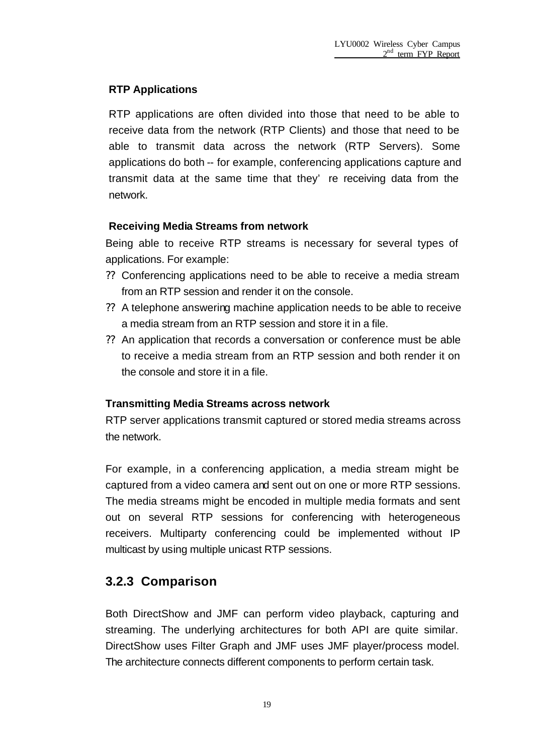**RTP Applications**

RTP applications are often divided into those that need to be able to receive data from the network (RTP Clients) and those that need to be able to transmit data across the network (RTP Servers). Some applications do both -- for example, conferencing applications capture and transmit data at the same time that they' re receiving data from the network.

**Receiving Media Streams from network**

Being able to receive RTP streams is necessary for several types of applications. For example:

- Conferencing applications need to be able to receive a media stream from an RTP session and render it on the console.
- A telephone answering machine application needs to be able to receive a media stream from an RTP session and store it in a file.
- An application that records a conversation or conference must be able to receive a media stream from an RTP session and both render it on the console and store it in a file.

**Transmitting Media Streams across network**

RTP server applications transmit captured or stored media streams across the network.

For example, in a conferencing application, a media stream might be captured from a video camera and sent out on one or more RTP sessions. The media streams might be encoded in multiple media formats and sent out on several RTP sessions for conferencing with heterogeneous receivers. Multiparty conferencing could be implemented without IP multicast by using multiple unicast RTP sessions.

### 3.2.3 Comparison

Both DirectShow and JMF can perform video playback, capturing and streaming. The underlying architectures for both API are quite similar. DirectShow uses Filter Graph and JMF uses JMF player/process model. The architecture connects different components to perform certain task.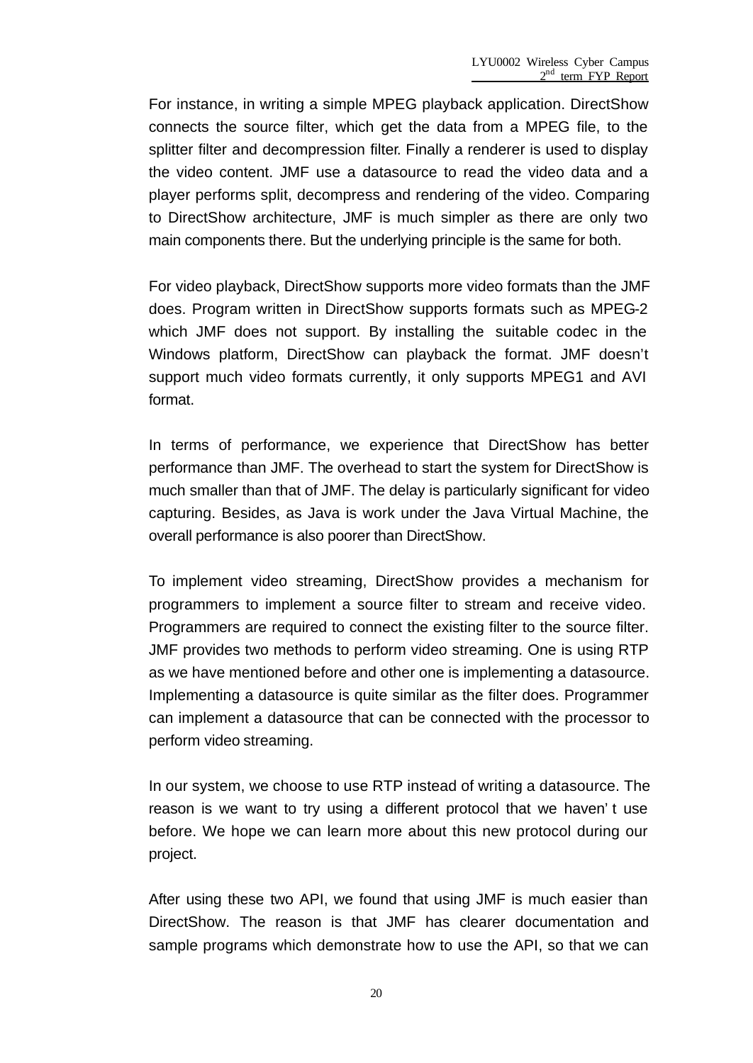For instance, in writing a simple MPEG playback application. DirectShow connects the source filter, which get the data from a MPEG file, to the splitter filter and decompression filter. Finally a renderer is used to display the video content. JMF use a datasource to read the video data and a player performs split, decompress and rendering of the video. Comparing to DirectShow architecture, JMF is much simpler as there are only two main components there. But the underlying principle is the same for both.

For video playback, DirectShow supports more video formats than the JMF does. Program written in DirectShow supports formats such as MPEG-2 which JMF does not support. By installing the suitable codec in the Windows platform, DirectShow can playback the format. JMF doesn't support much video formats currently, it only supports MPEG1 and AVI format.

In terms of performance, we experience that DirectShow has better performance than JMF. The overhead to start the system for DirectShow is much smaller than that of JMF. The delay is particularly significant for video capturing. Besides, as Java is work under the Java Virtual Machine, the overall performance is also poorer than DirectShow.

To implement video streaming, DirectShow provides a mechanism for programmers to implement a source filter to stream and receive video. Programmers are required to connect the existing filter to the source filter. JMF provides two methods to perform video streaming. One is using RTP as we have mentioned before and other one is implementing a datasource. Implementing a datasource is quite similar as the filter does. Programmer can implement a datasource that can be connected with the processor to perform video streaming.

In our system, we choose to use RTP instead of writing a datasource. The reason is we want to try using a different protocol that we haven' t use before. We hope we can learn more about this new protocol during our project.

After using these two API, we found that using JMF is much easier than DirectShow. The reason is that JMF has clearer documentation and sample programs which demonstrate how to use the API, so that we can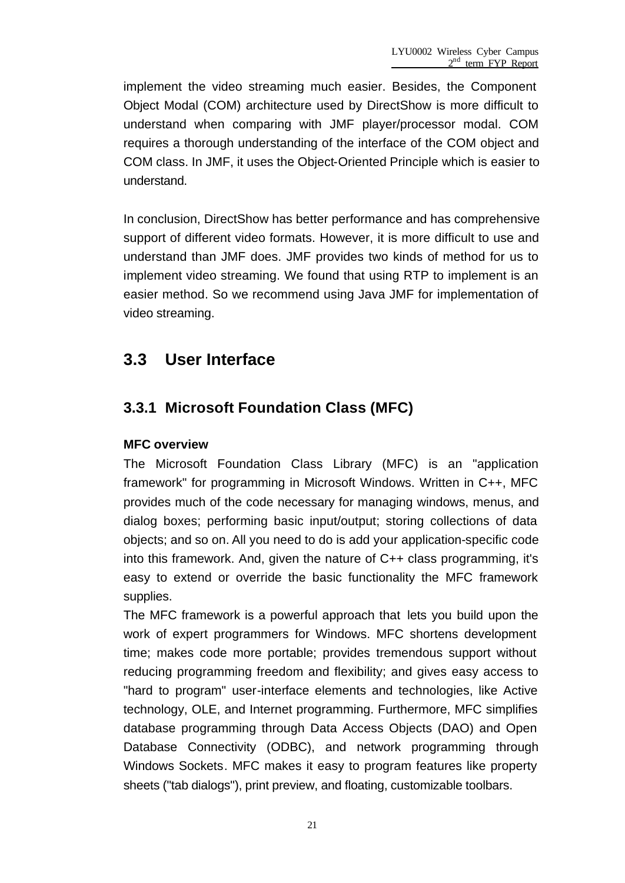implement the video streaming much easier. Besides, the Component Object Modal (COM) architecture used by DirectShow is more difficult to understand when comparing with JMF player/processor modal. COM requires a thorough understanding of the interface of the COM object and COM class. In JMF, it uses the Object-Oriented Principle which is easier to understand.

In conclusion, DirectShow has better performance and has comprehensive support of different video formats. However, it is more difficult to use and understand than JMF does. JMF provides two kinds of method for us to implement video streaming. We found that using RTP to implement is an easier method. So we recommend using Java JMF for implementation of video streaming.

## 3.3 User Interface

### 3.3.1 Microsoft Foundation Class (MFC)

**MFC overview**

The Microsoft Foundation Class Library (MFC) is an "application framework" for programming in Microsoft Windows. Written in C++, MFC provides much of the code necessary for managing windows, menus, and dialog boxes; performing basic input/output; storing collections of data objects; and so on. All you need to do is add your application-specific code into this framework. And, given the nature of C++ class programming, it's easy to extend or override the basic functionality the MFC framework supplies.

The MFC framework is a powerful approach that lets you build upon the work of expert programmers for Windows. MFC shortens development time; makes code more portable; provides tremendous support without reducing programming freedom and flexibility; and gives easy access to "hard to program" user-interface elements and technologies, like Active technology, OLE, and Internet programming. Furthermore, MFC simplifies database programming through Data Access Objects (DAO) and Open Database Connectivity (ODBC), and network programming through Windows Sockets. MFC makes it easy to program features like property sheets ("tab dialogs"), print preview, and floating, customizable toolbars.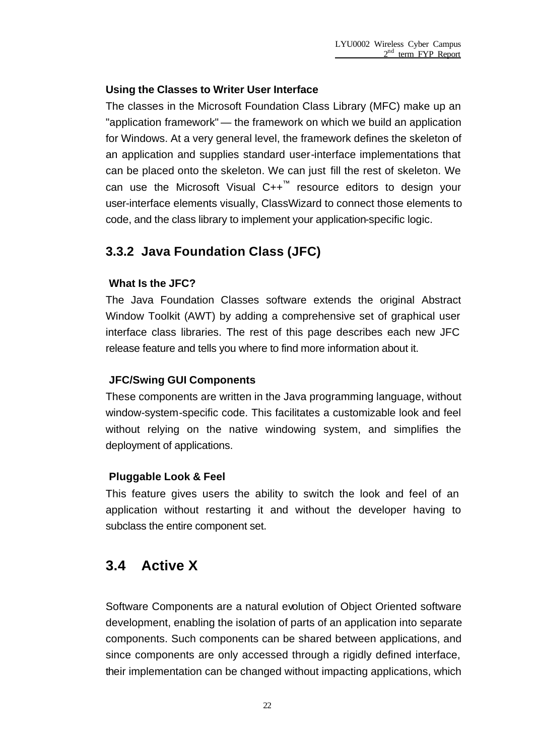#### Using the Classes to Writer User Interface

The classes in the Microsoft Foundation Class Library (MFC) make up an "application framework" — the framework on which we build an application for Windows. At a very general level, the framework defines the skeleton of an application and supplies standard user-interface implementations that can be placed onto the skeleton. We can just fill the rest of skeleton. We can use the Microsoft Visual C++™ resource editors to design your user-interface elements visually, ClassWizard to connect those elements to code, and the class library to implement your application-specific logic.

### 3.3.2 Java Foundation Class (JFC)

#### What Is the JFC?

The Java Foundation Classes software extends the original Abstract Window Toolkit (AWT) by adding a comprehensive set of graphical user interface class libraries. The rest of this page describes each new JFC release feature and tells you where to find more information about it.

#### JFC/Swing GUI Components

These components are written in the Java programming language, without window-system-specific code. This facilitates a customizable look and feel without relying on the native windowing system, and simplifies the deployment of applications.

#### Pluggable Look & Feel

This feature gives users the ability to switch the look and feel of an application without restarting it and without the developer having to subclass the entire component set.

## 3.4 Active X

Software Components are a natural evolution of Object Oriented software development, enabling the isolation of parts of an application into separate components. Such components can be shared between applications, and since components are only accessed through a rigidly defined interface, their implementation can be changed without impacting applications, which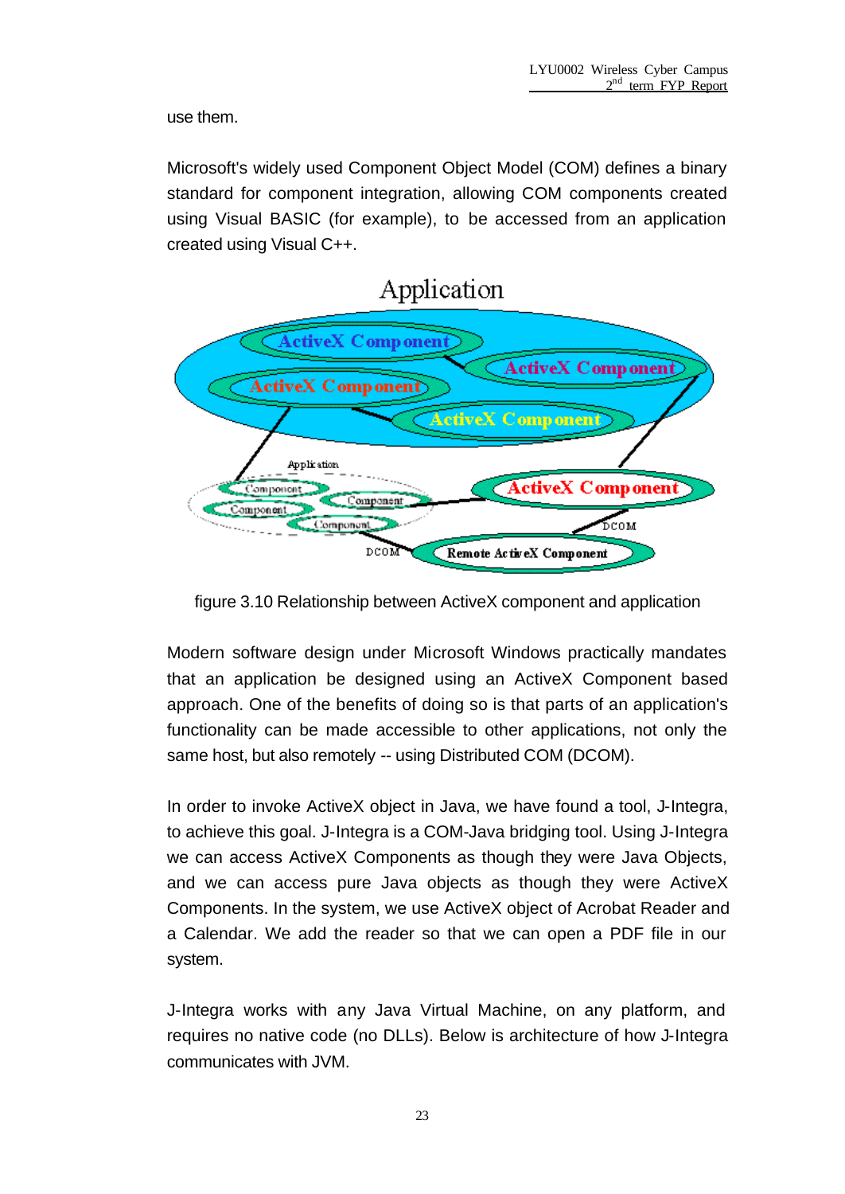use them.

Microsoft's widely used Component Object Model (COM) defines a binary standard for component integration, allowing COM components created using Visual BASIC (for example), to be accessed from an application created using Visual C++.

figure 3.10 Relationship between ActiveX component and application

Modern software design under Microsoft Windows practically mandates that an application be designed using an ActiveX Component based approach. One of the benefits of doing so is that parts of an application's functionality can be made accessible to other applications, not only the same host, but also remotely -- using Distributed COM (DCOM).

In order to invoke ActiveX object in Java, we have found a tool, J-Integra, to achieve this goal. J-Integra is a COM-Java bridging tool. Using J-Integra we can access ActiveX Components as though they were Java Objects, and we can access pure Java objects as though they were ActiveX Components. In the system, we use ActiveX object of Acrobat Reader and a Calendar. We add the reader so that we can open a PDF file in our system.

J-Integra works with any Java Virtual Machine, on any platform, and requires no native code (no DLLs). Below is architecture of how J-Integra communicates with JVM.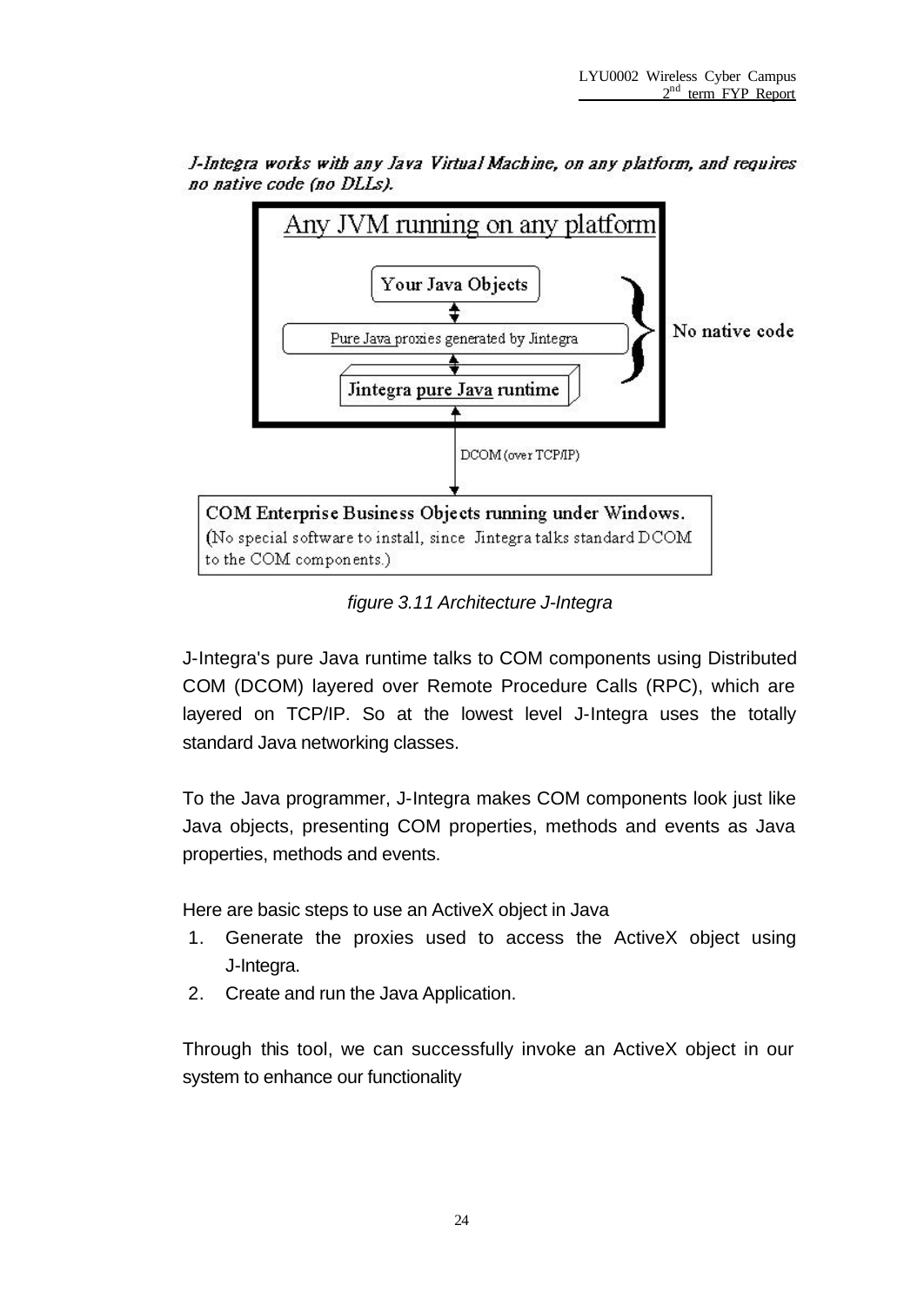*J-Integra works with any Java Virtual Machine, on any platform, and requires no native code (no DLLs).*

Any JVM running on any platform

Your Java Objects

Pure Java proxies generated by Jintegra

Jintegra pure Java runtime

No native code

DCOM (over TCP/IP)

COM Enterprise Business Objects running under Windows.
(No special software to install, since Jintegra talks standard DCOM to the COM components.)

*figure 3.11 Architecture J-Integra*

J-Integra's pure Java runtime talks to COM components using Distributed COM (DCOM) layered over Remote Procedure Calls (RPC), which are layered on TCP/IP. So at the lowest level J-Integra uses the totally standard Java networking classes.

To the Java programmer, J-Integra makes COM components look just like Java objects, presenting COM properties, methods and events as Java properties, methods and events.

Here are basic steps to use an ActiveX object in Java

1. Generate the proxies used to access the ActiveX object using J-Integra.
2. Create and run the Java Application.

Through this tool, we can successfully invoke an ActiveX object in our system to enhance our functionality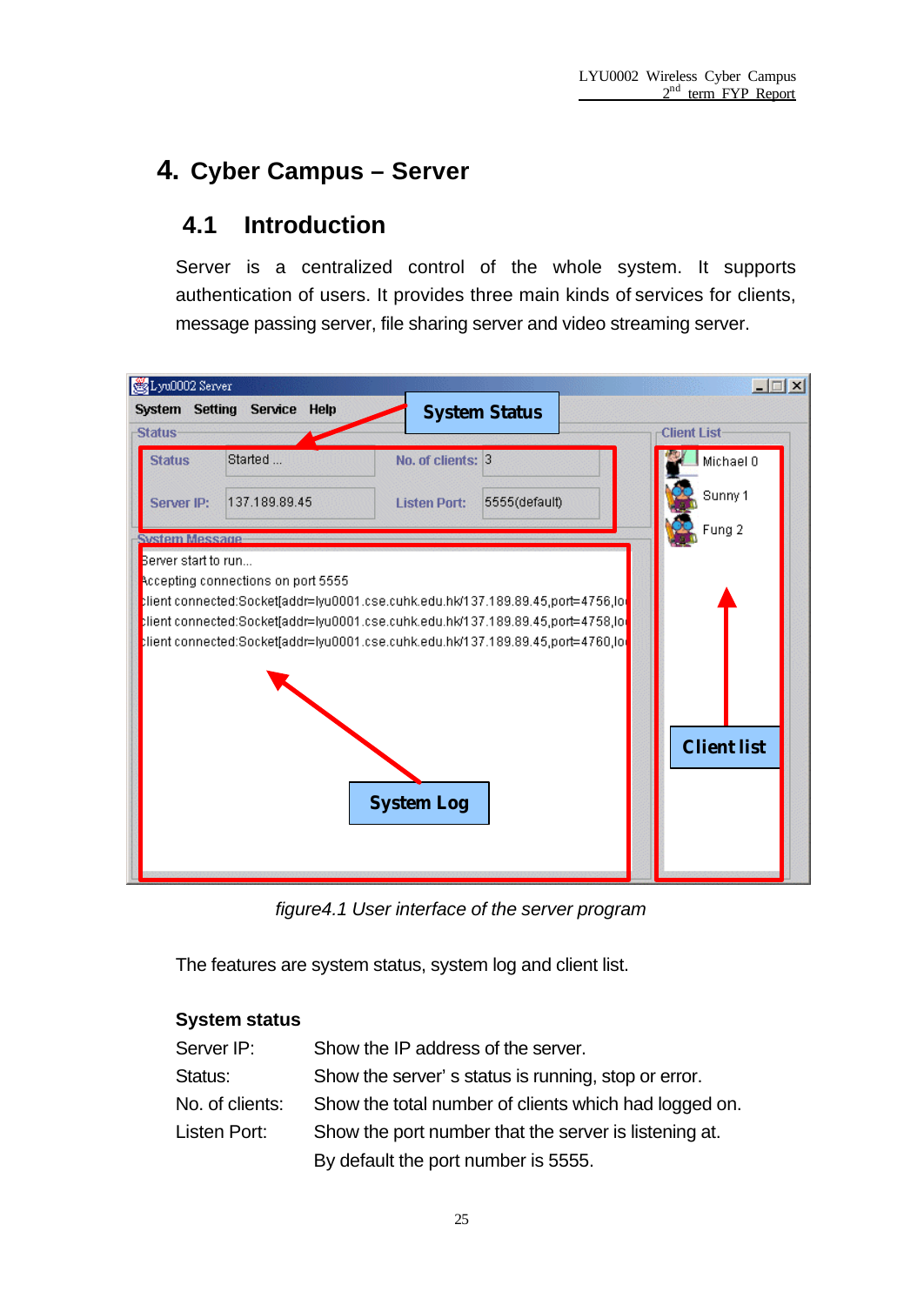# 4. Cyber Campus – Server

## 4.1 Introduction

Server is a centralized control of the whole system. It supports authentication of users. It provides three main kinds of services for clients, message passing server, file sharing server and video streaming server.

*figure4.1 User interface of the server program*

The features are system status, system log and client list.

**System status**

| | |
|---|---|
| Server IP: | Show the IP address of the server. |
| Status: | Show the server' s status is running, stop or error. |
| No. of clients: | Show the total number of clients which had logged on. |
| Listen Port: | Show the port number that the server is listening at. By default the port number is 5555. |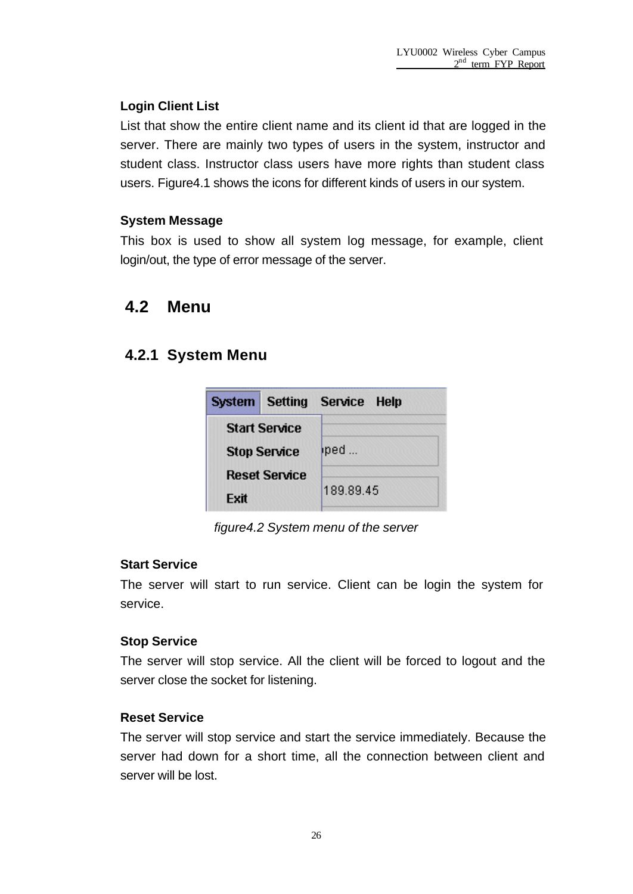**Login Client List**

List that show the entire client name and its client id that are logged in the server. There are mainly two types of users in the system, instructor and student class. Instructor class users have more rights than student class users. Figure4.1 shows the icons for different kinds of users in our system.

**System Message**

This box is used to show all system log message, for example, client login/out, the type of error message of the server.

## 4.2 Menu

### 4.2.1 System Menu

*figure4.2 System menu of the server*

**Start Service**

The server will start to run service. Client can be login the system for service.

**Stop Service**

The server will stop service. All the client will be forced to logout and the server close the socket for listening.

**Reset Service**

The server will stop service and start the service immediately. Because the server had down for a short time, all the connection between client and server will be lost.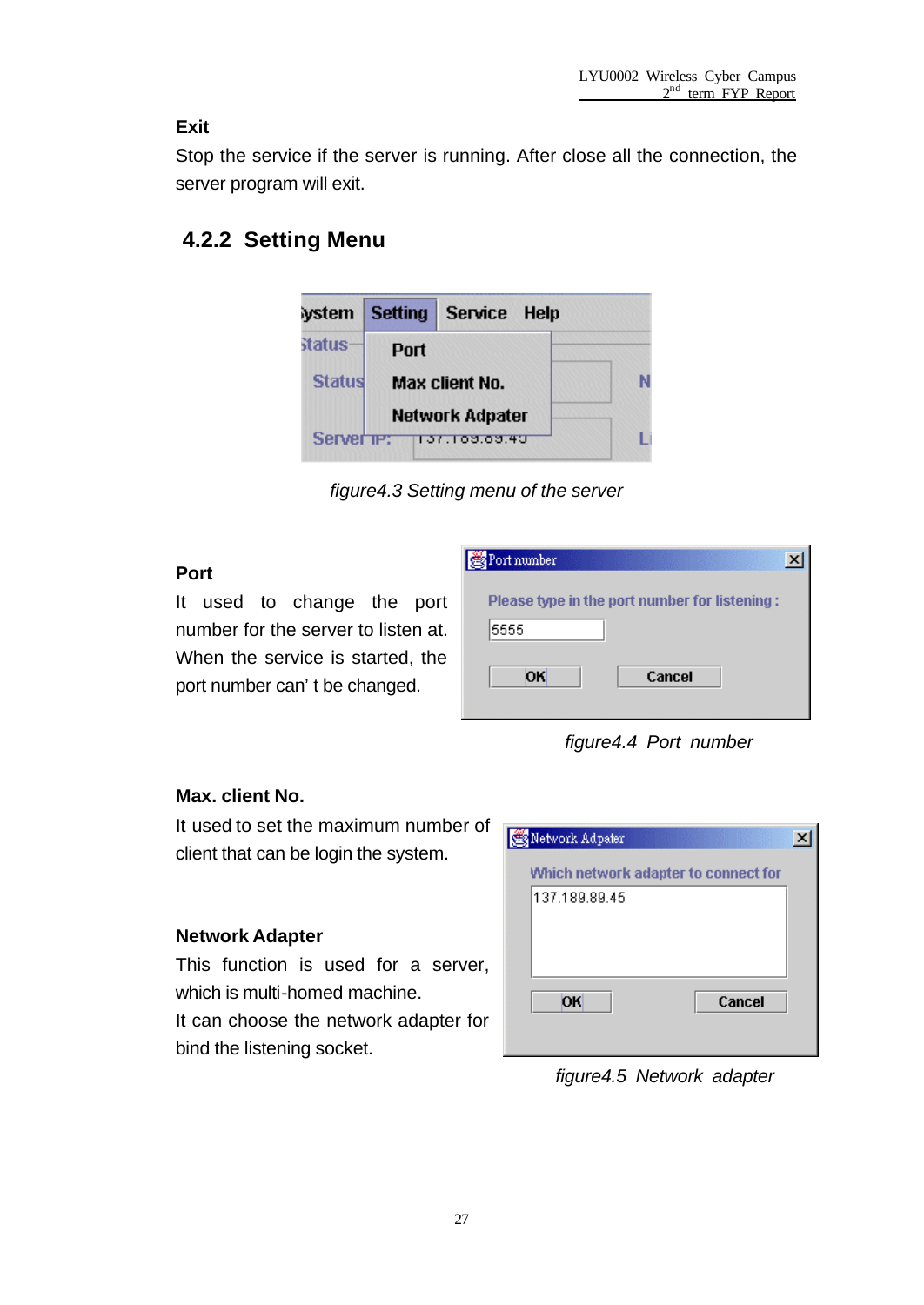**Exit**

Stop the service if the server is running. After close all the connection, the server program will exit.

### 4.2.2 Setting Menu

*figure4.3 Setting menu of the server*

**Port**

It used to change the port number for the server to listen at. When the service is started, the port number can' t be changed.

*figure4.4 Port number*

**Max. client No.**

It used to set the maximum number of client that can be login the system.

**Network Adapter**

This function is used for a server, which is multi-homed machine.

It can choose the network adapter for bind the listening socket.

*figure4.5 Network adapter*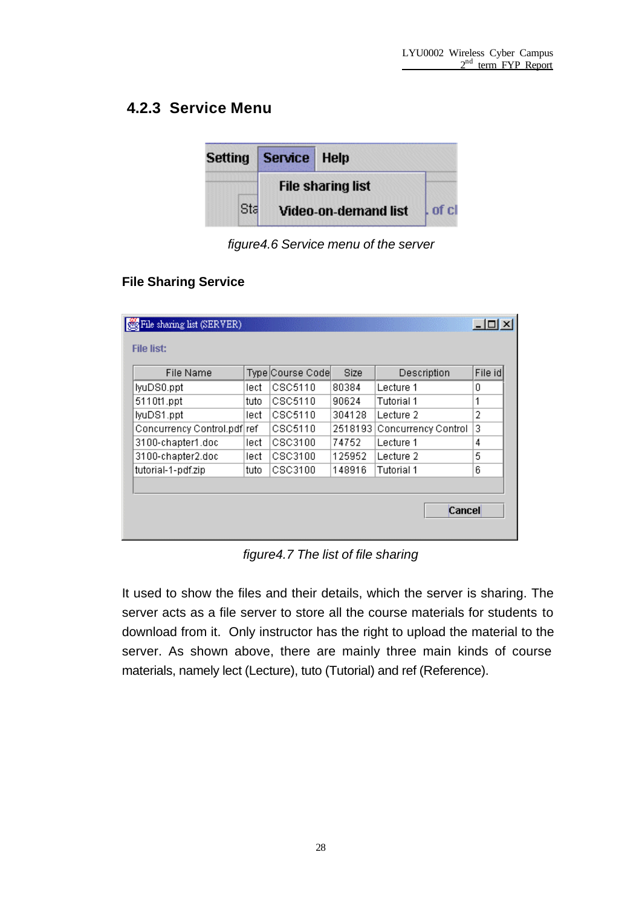### 4.2.3 Service Menu

Setting | Service | Help

File sharing list

Video-on-demand list

*figure4.6 Service menu of the server*

**File Sharing Service**

File sharing list (SERVER)

File list:

| File Name | Type | Course Code | Size | Description | File id |
|---|---|---|---|---|---|
| lyuDS0.ppt | lect | CSC5110 | 80384 | Lecture 1 | 0 |
| 5110t1.ppt | tuto | CSC5110 | 90624 | Tutorial 1 | 1 |
| lyuDS1.ppt | lect | CSC5110 | 304128 | Lecture 2 | 2 |
| Concurrency Control.pdf | ref | CSC5110 | 2518193 | Concurrency Control | 3 |
| 3100-chapter1.doc | lect | CSC3100 | 74752 | Lecture 1 | 4 |
| 3100-chapter2.doc | lect | CSC3100 | 125952 | Lecture 2 | 5 |
| tutorial-1-pdf.zip | tuto | CSC3100 | 148916 | Tutorial 1 | 6 |

Cancel

*figure4.7 The list of file sharing*

It used to show the files and their details, which the server is sharing. The server acts as a file server to store all the course materials for students to download from it. Only instructor has the right to upload the material to the server. As shown above, there are mainly three main kinds of course materials, namely lect (Lecture), tuto (Tutorial) and ref (Reference).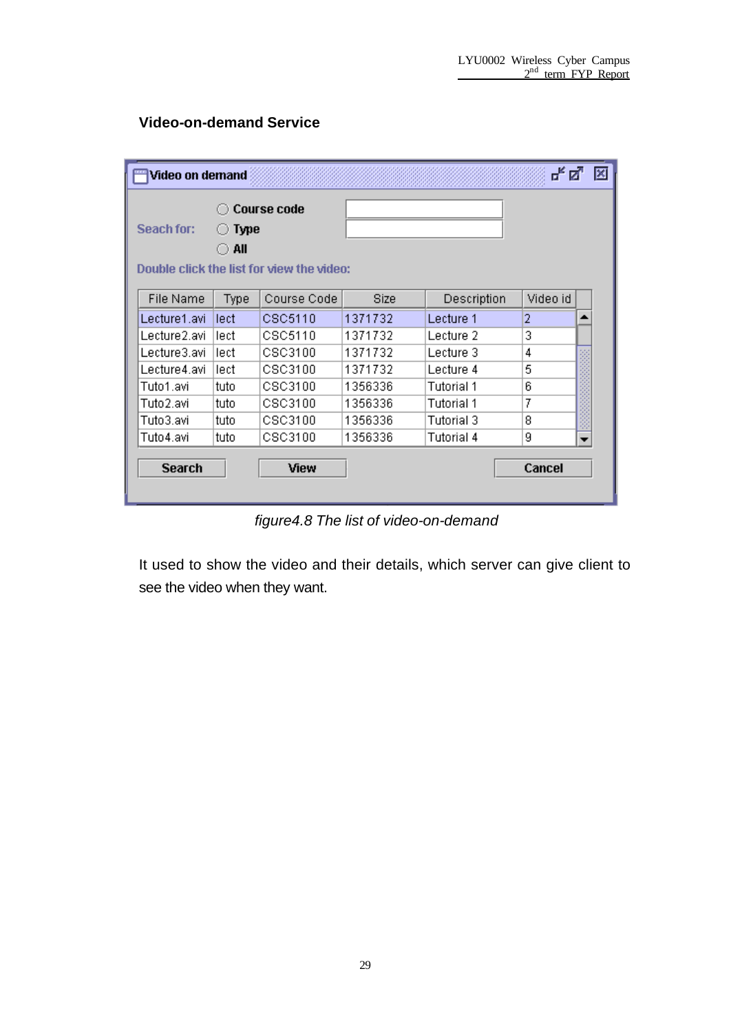**Video-on-demand Service**

Video on demand

Seach for: ○ Course code ○ Type ○ All

Double click the list for view the video:

| File Name | Type | Course Code | Size | Description | Video id |
|---|---|---|---|---|---|
| Lecture1.avi | lect | CSC5110 | 1371732 | Lecture 1 | 2 |
| Lecture2.avi | lect | CSC5110 | 1371732 | Lecture 2 | 3 |
| Lecture3.avi | lect | CSC3100 | 1371732 | Lecture 3 | 4 |
| Lecture4.avi | lect | CSC3100 | 1371732 | Lecture 4 | 5 |
| Tuto1.avi | tuto | CSC3100 | 1356336 | Tutorial 1 | 6 |
| Tuto2.avi | tuto | CSC3100 | 1356336 | Tutorial 1 | 7 |
| Tuto3.avi | tuto | CSC3100 | 1356336 | Tutorial 3 | 8 |
| Tuto4.avi | tuto | CSC3100 | 1356336 | Tutorial 4 | 9 |

Search View Cancel

*figure4.8 The list of video-on-demand*

It used to show the video and their details, which server can give client to see the video when they want.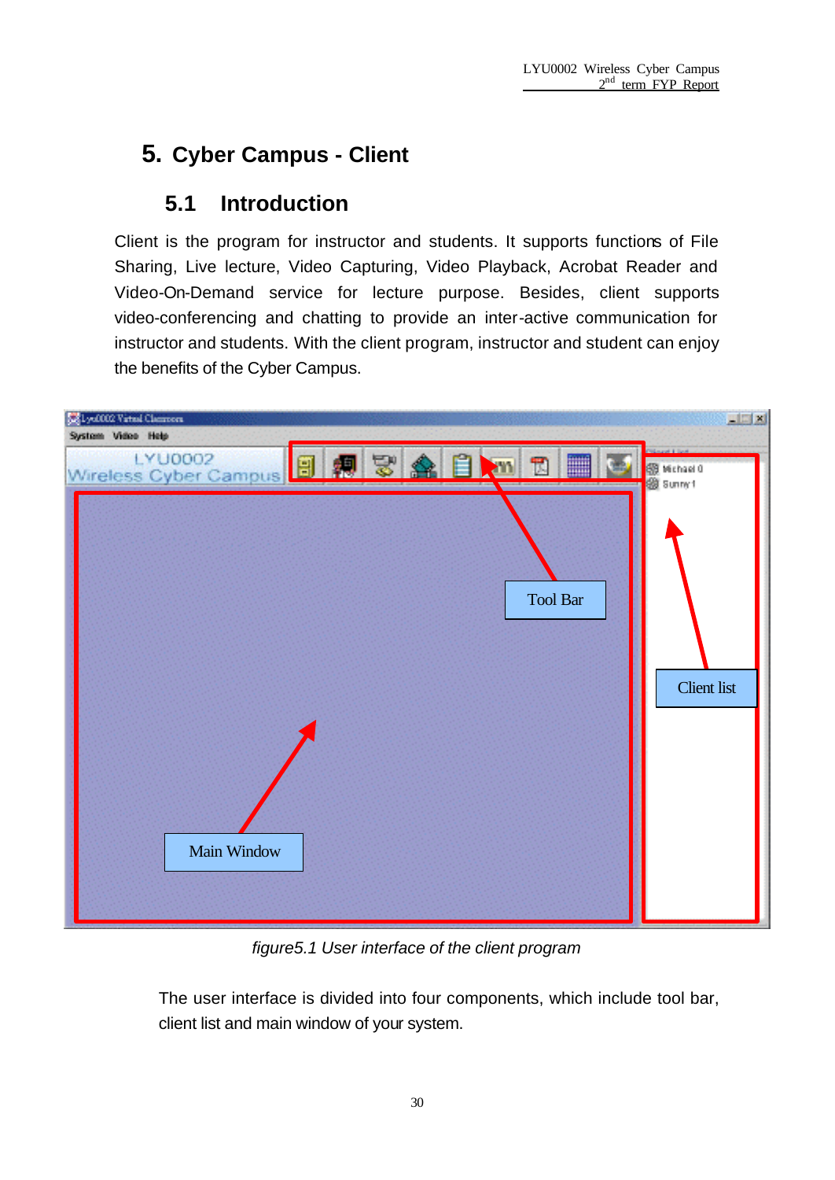# 5. Cyber Campus - Client

## 5.1 Introduction

Client is the program for instructor and students. It supports functions of File Sharing, Live lecture, Video Capturing, Video Playback, Acrobat Reader and Video-On-Demand service for lecture purpose. Besides, client supports video-conferencing and chatting to provide an inter-active communication for instructor and students. With the client program, instructor and student can enjoy the benefits of the Cyber Campus.

*figure5.1 User interface of the client program*

The user interface is divided into four components, which include tool bar, client list and main window of your system.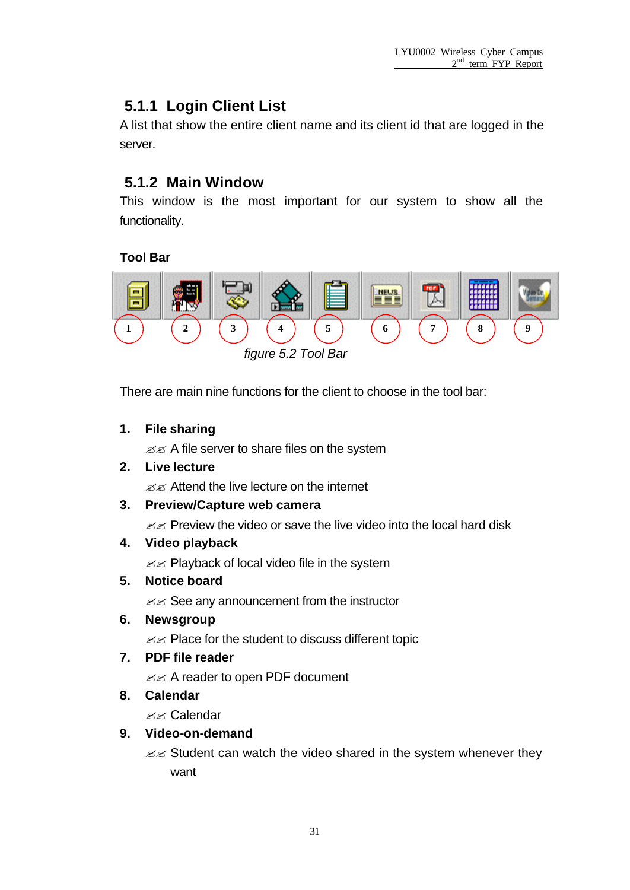### 5.1.1 Login Client List

A list that show the entire client name and its client id that are logged in the server.

### 5.1.2 Main Window

This window is the most important for our system to show all the functionality.

**Tool Bar**

*figure 5.2 Tool Bar*

There are main nine functions for the client to choose in the tool bar:

1. **File sharing**
   - A file server to share files on the system
2. **Live lecture**
   - Attend the live lecture on the internet
3. **Preview/Capture web camera**
   - Preview the video or save the live video into the local hard disk
4. **Video playback**
   - Playback of local video file in the system
5. **Notice board**
   - See any announcement from the instructor
6. **Newsgroup**
   - Place for the student to discuss different topic
7. **PDF file reader**
   - A reader to open PDF document
8. **Calendar**
   - Calendar
9. **Video-on-demand**
   - Student can watch the video shared in the system whenever they want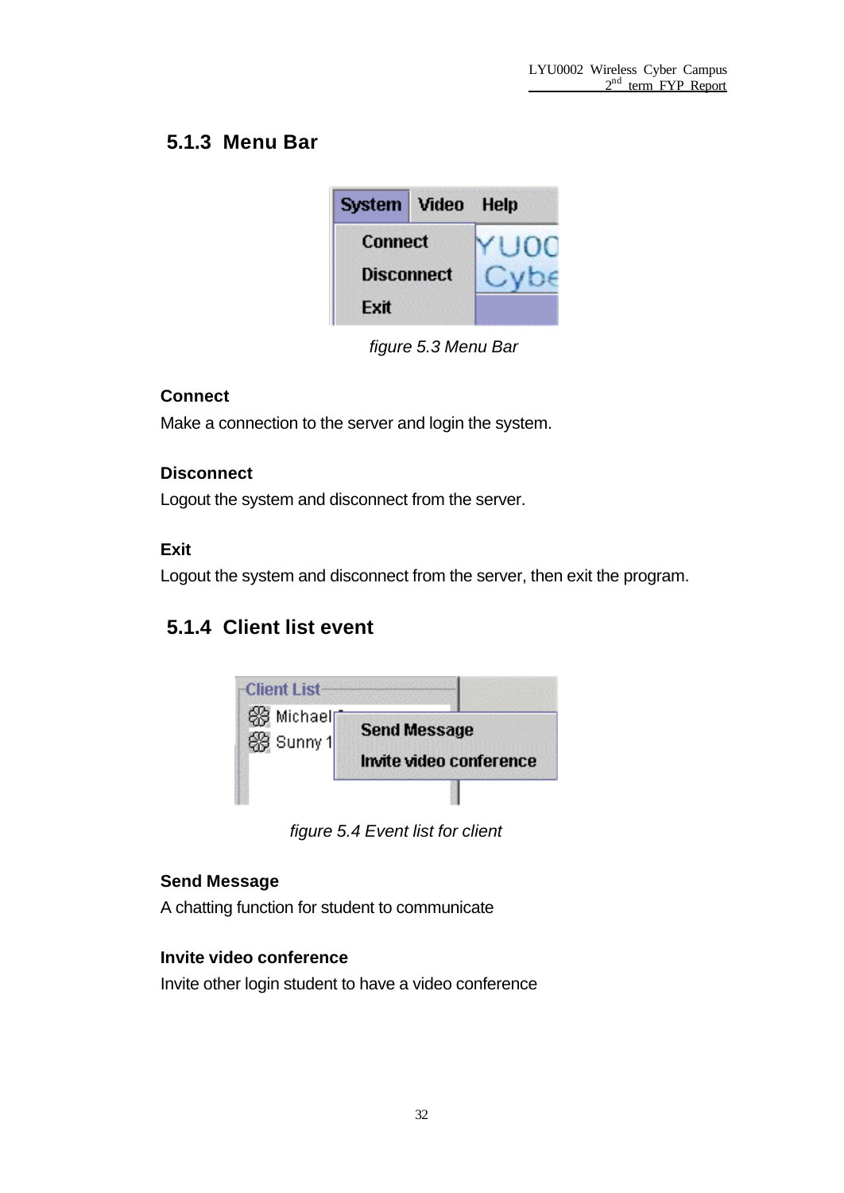### 5.1.3 Menu Bar

*figure 5.3 Menu Bar*

**Connect**

Make a connection to the server and login the system.

**Disconnect**

Logout the system and disconnect from the server.

**Exit**

Logout the system and disconnect from the server, then exit the program.

### 5.1.4 Client list event

*figure 5.4 Event list for client*

**Send Message**

A chatting function for student to communicate

**Invite video conference**

Invite other login student to have a video conference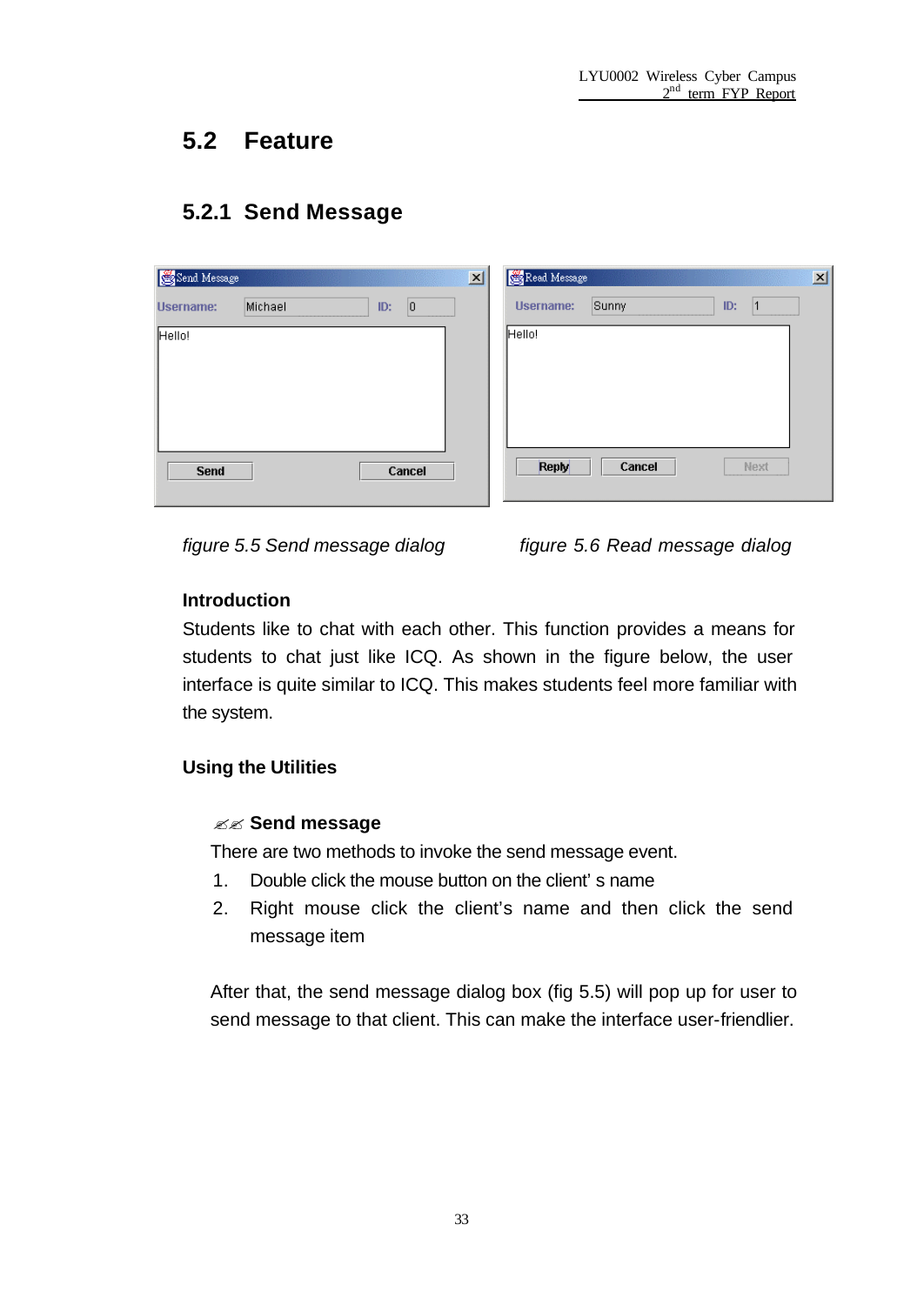## 5.2 Feature

### 5.2.1 Send Message

*figure 5.5 Send message dialog*

*figure 5.6 Read message dialog*

**Introduction**

Students like to chat with each other. This function provides a means for students to chat just like ICQ. As shown in the figure below, the user interface is quite similar to ICQ. This makes students feel more familiar with the system.

**Using the Utilities**

✍✍ **Send message**

There are two methods to invoke the send message event.

1. Double click the mouse button on the client' s name
2. Right mouse click the client's name and then click the send message item

After that, the send message dialog box (fig 5.5) will pop up for user to send message to that client. This can make the interface user-friendlier.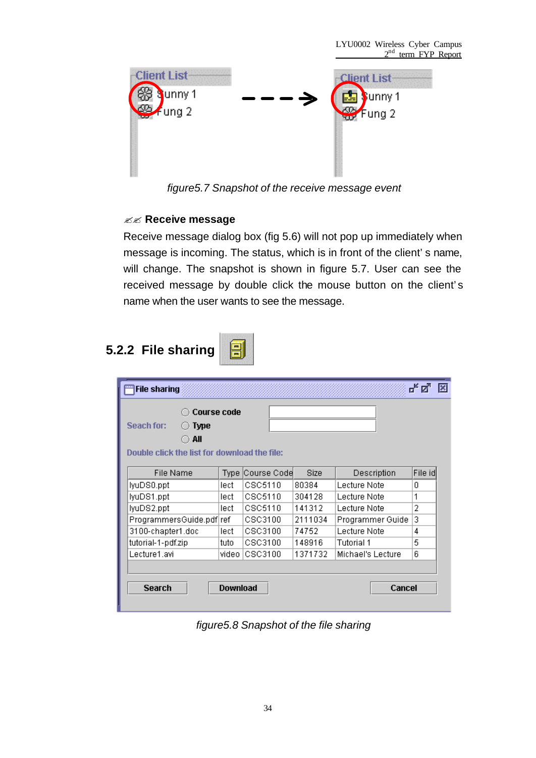figure5.7 Snapshot of the receive message event

✍✍ **Receive message**

Receive message dialog box (fig 5.6) will not pop up immediately when message is incoming. The status, which is in front of the client' s name, will change. The snapshot is shown in figure 5.7. User can see the received message by double click the mouse button on the client' s name when the user wants to see the message.

## 5.2.2 File sharing

figure5.8 Snapshot of the file sharing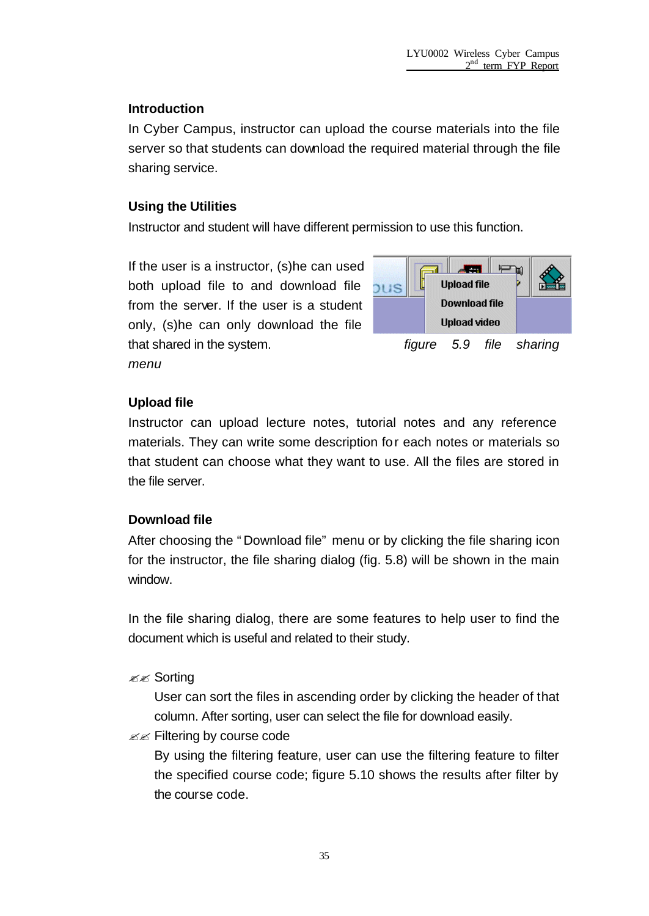### Introduction

In Cyber Campus, instructor can upload the course materials into the file server so that students can download the required material through the file sharing service.

### Using the Utilities

Instructor and student will have different permission to use this function.

If the user is a instructor, (s)he can used both upload file to and download file from the server. If the user is a student only, (s)he can only download the file that shared in the system.

*figure 5.9 file sharing menu*

### Upload file

Instructor can upload lecture notes, tutorial notes and any reference materials. They can write some description for each notes or materials so that student can choose what they want to use. All the files are stored in the file server.

### Download file

After choosing the "Download file" menu or by clicking the file sharing icon for the instructor, the file sharing dialog (fig. 5.8) will be shown in the main window.

In the file sharing dialog, there are some features to help user to find the document which is useful and related to their study.

- Sorting

  User can sort the files in ascending order by clicking the header of that column. After sorting, user can select the file for download easily.

- Filtering by course code

  By using the filtering feature, user can use the filtering feature to filter the specified course code; figure 5.10 shows the results after filter by the course code.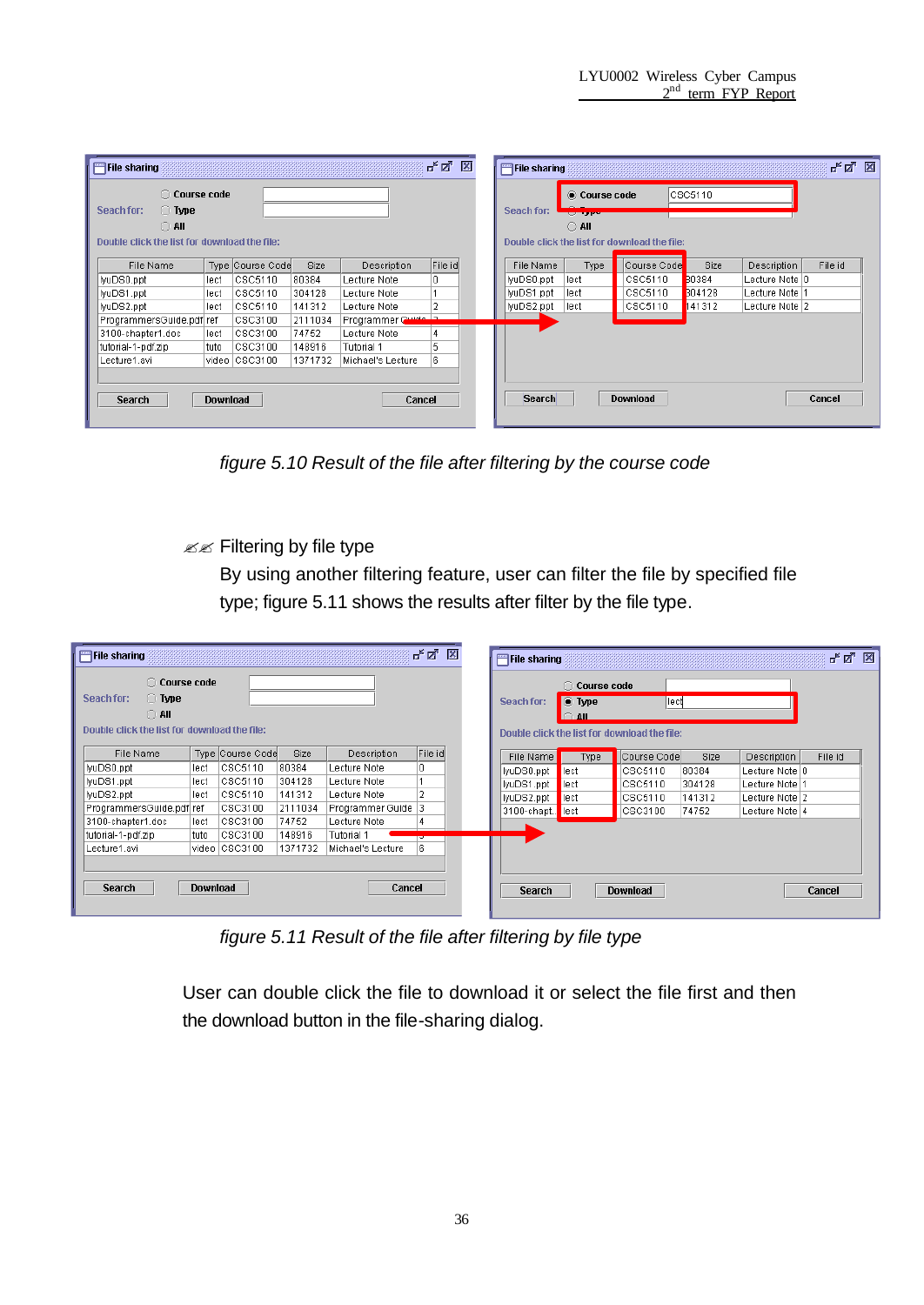*figure 5.10 Result of the file after filtering by the course code*

✍✍ Filtering by file type

By using another filtering feature, user can filter the file by specified file type; figure 5.11 shows the results after filter by the file type.

*figure 5.11 Result of the file after filtering by file type*

User can double click the file to download it or select the file first and then the download button in the file-sharing dialog.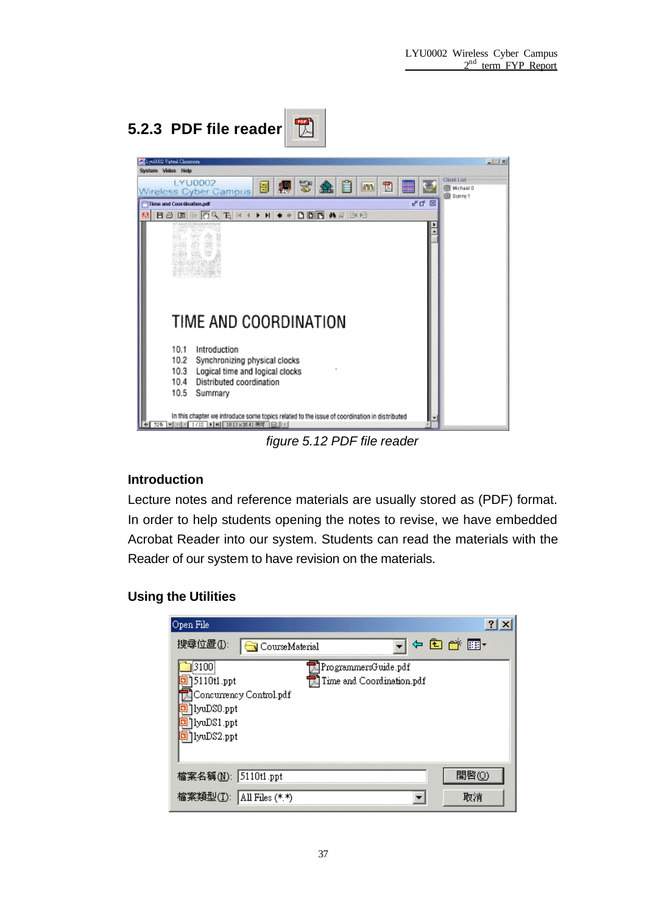### 5.2.3 PDF file reader

*figure 5.12 PDF file reader*

#### Introduction

Lecture notes and reference materials are usually stored as (PDF) format. In order to help students opening the notes to revise, we have embedded Acrobat Reader into our system. Students can read the materials with the Reader of our system to have revision on the materials.

#### Using the Utilities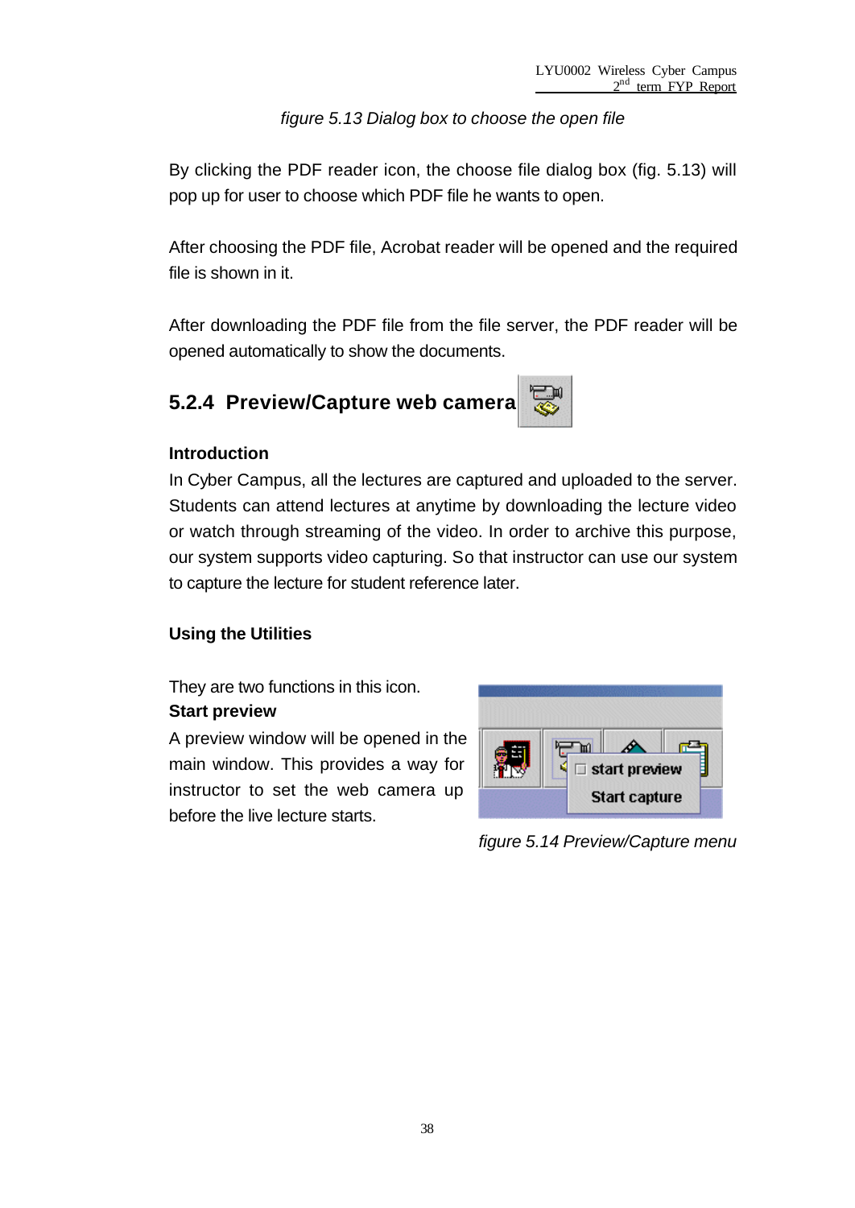*figure 5.13 Dialog box to choose the open file*

By clicking the PDF reader icon, the choose file dialog box (fig. 5.13) will pop up for user to choose which PDF file he wants to open.

After choosing the PDF file, Acrobat reader will be opened and the required file is shown in it.

After downloading the PDF file from the file server, the PDF reader will be opened automatically to show the documents.

### 5.2.4 Preview/Capture web camera

**Introduction**

In Cyber Campus, all the lectures are captured and uploaded to the server. Students can attend lectures at anytime by downloading the lecture video or watch through streaming of the video. In order to archive this purpose, our system supports video capturing. So that instructor can use our system to capture the lecture for student reference later.

**Using the Utilities**

They are two functions in this icon.

**Start preview**

A preview window will be opened in the main window. This provides a way for instructor to set the web camera up before the live lecture starts.

*figure 5.14 Preview/Capture menu*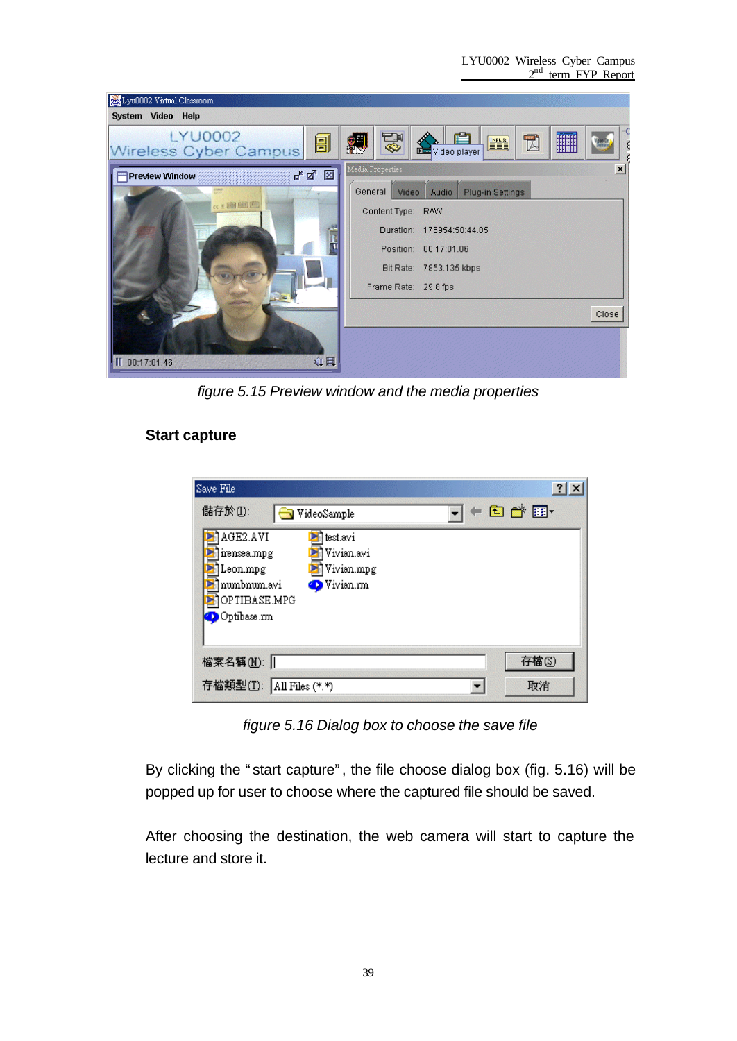figure 5.15 Preview window and the media properties

**Start capture**

figure 5.16 Dialog box to choose the save file

By clicking the "start capture", the file choose dialog box (fig. 5.16) will be popped up for user to choose where the captured file should be saved.

After choosing the destination, the web camera will start to capture the lecture and store it.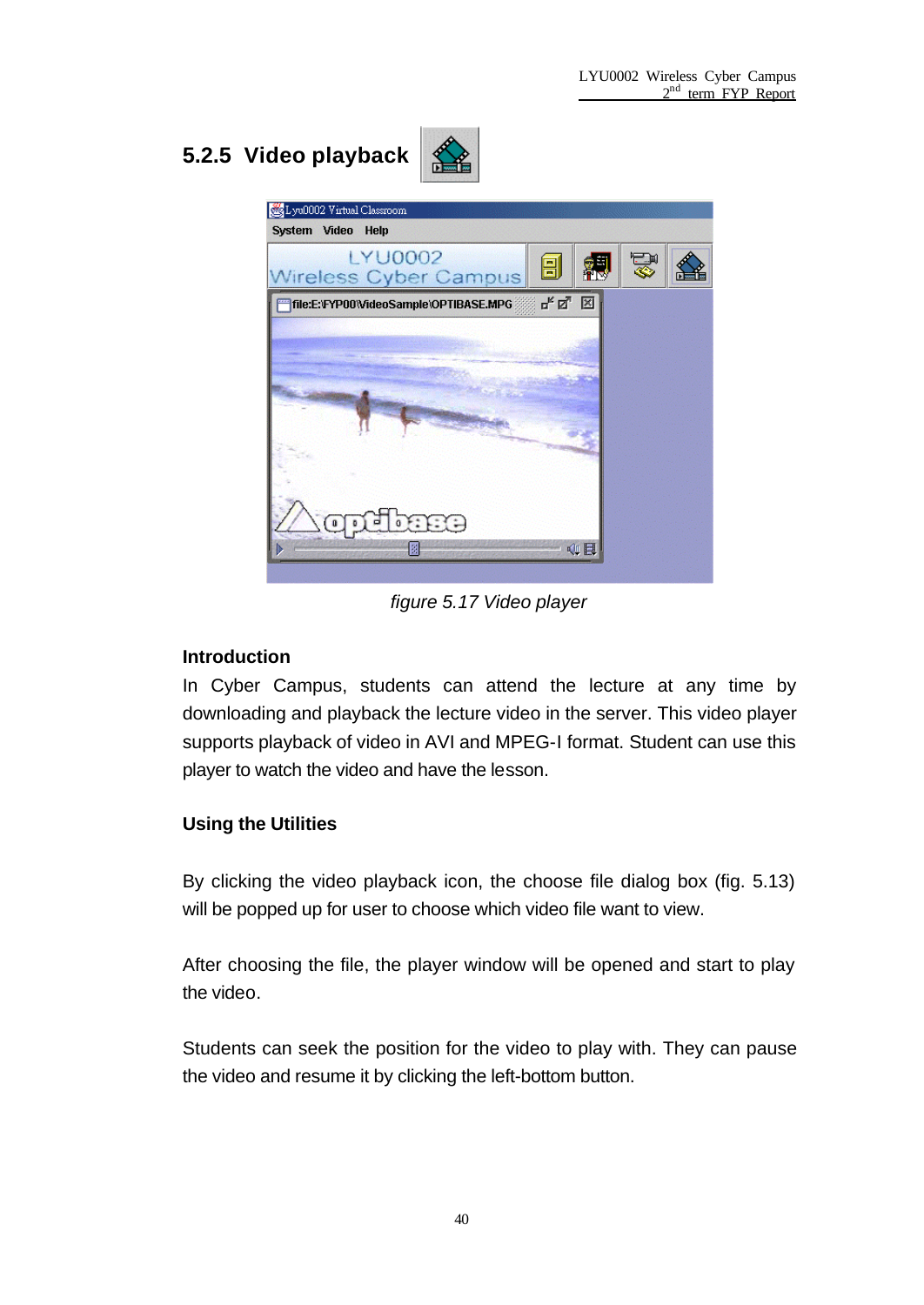## 5.2.5 Video playback

*figure 5.17 Video player*

**Introduction**

In Cyber Campus, students can attend the lecture at any time by downloading and playback the lecture video in the server. This video player supports playback of video in AVI and MPEG-I format. Student can use this player to watch the video and have the lesson.

**Using the Utilities**

By clicking the video playback icon, the choose file dialog box (fig. 5.13) will be popped up for user to choose which video file want to view.

After choosing the file, the player window will be opened and start to play the video.

Students can seek the position for the video to play with. They can pause the video and resume it by clicking the left-bottom button.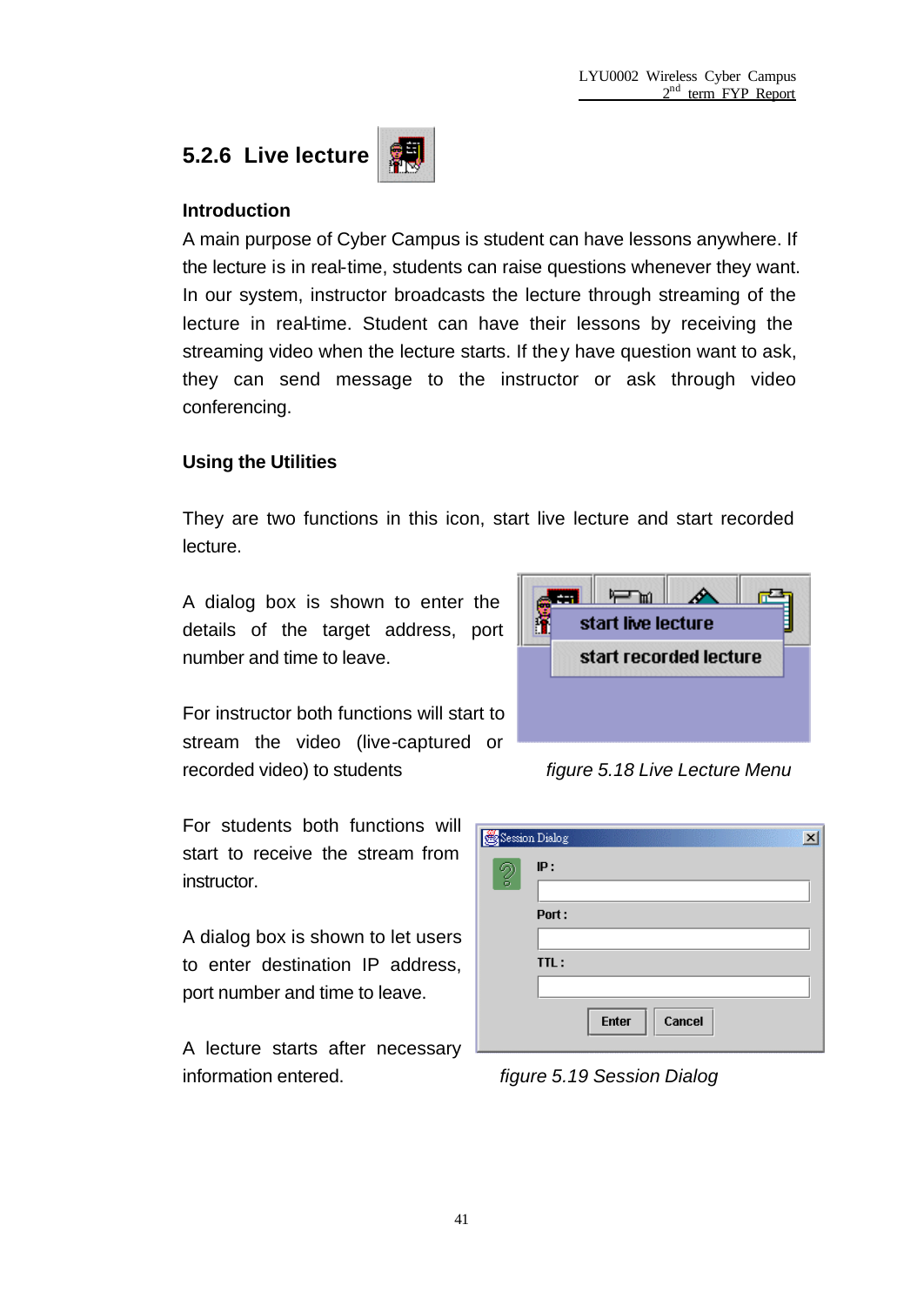### 5.2.6 Live lecture

**Introduction**

A main purpose of Cyber Campus is student can have lessons anywhere. If the lecture is in real-time, students can raise questions whenever they want. In our system, instructor broadcasts the lecture through streaming of the lecture in real-time. Student can have their lessons by receiving the streaming video when the lecture starts. If they have question want to ask, they can send message to the instructor or ask through video conferencing.

**Using the Utilities**

They are two functions in this icon, start live lecture and start recorded lecture.

A dialog box is shown to enter the details of the target address, port number and time to leave.

For instructor both functions will start to stream the video (live-captured or recorded video) to students

*figure 5.18 Live Lecture Menu*

For students both functions will start to receive the stream from instructor.

A dialog box is shown to let users to enter destination IP address, port number and time to leave.

A lecture starts after necessary information entered.

*figure 5.19 Session Dialog*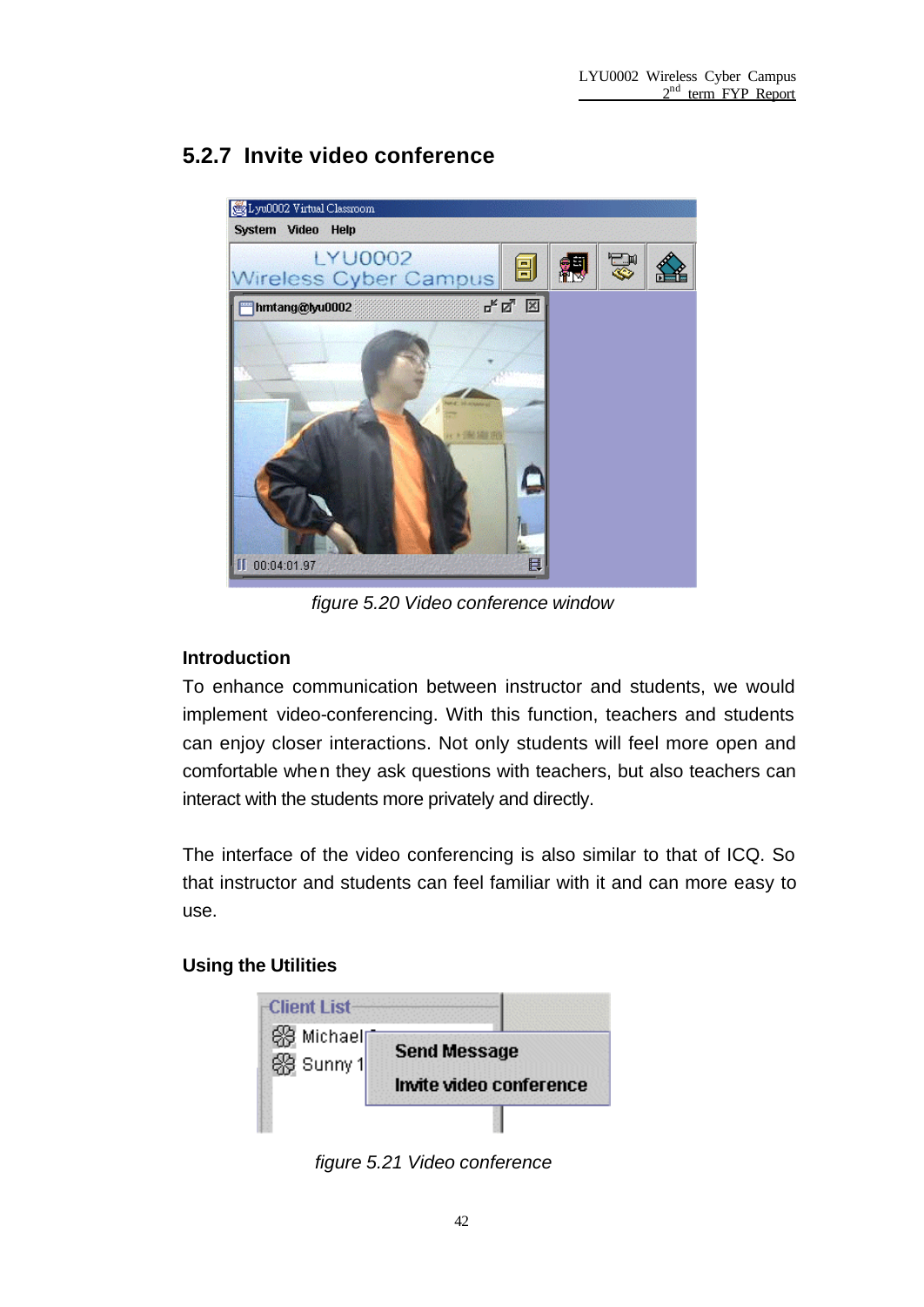## 5.2.7 Invite video conference

*figure 5.20 Video conference window*

### Introduction

To enhance communication between instructor and students, we would implement video-conferencing. With this function, teachers and students can enjoy closer interactions. Not only students will feel more open and comfortable when they ask questions with teachers, but also teachers can interact with the students more privately and directly.

The interface of the video conferencing is also similar to that of ICQ. So that instructor and students can feel familiar with it and can more easy to use.

### Using the Utilities

*figure 5.21 Video conference*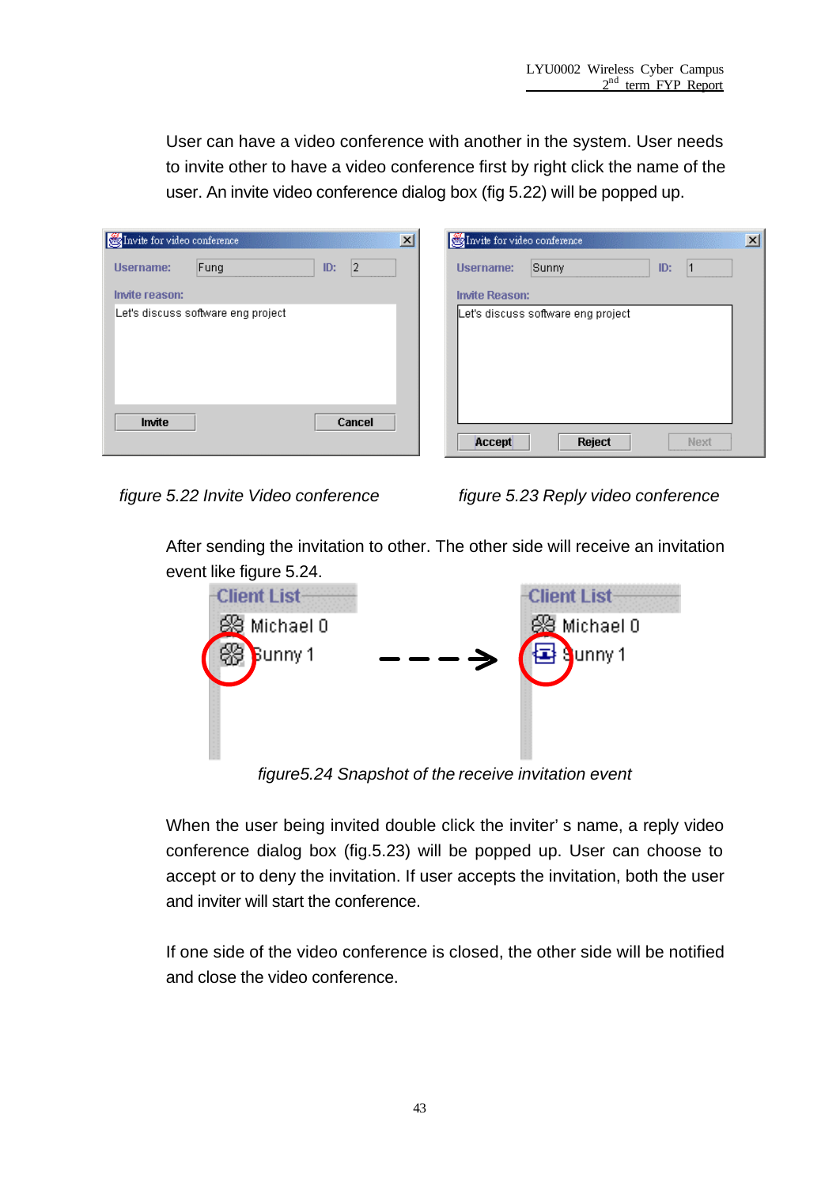User can have a video conference with another in the system. User needs to invite other to have a video conference first by right click the name of the user. An invite video conference dialog box (fig 5.22) will be popped up.

*figure 5.22 Invite Video conference*

*figure 5.23 Reply video conference*

After sending the invitation to other. The other side will receive an invitation event like figure 5.24.

*figure5.24 Snapshot of the receive invitation event*

When the user being invited double click the inviter' s name, a reply video conference dialog box (fig.5.23) will be popped up. User can choose to accept or to deny the invitation. If user accepts the invitation, both the user and inviter will start the conference.

If one side of the video conference is closed, the other side will be notified and close the video conference.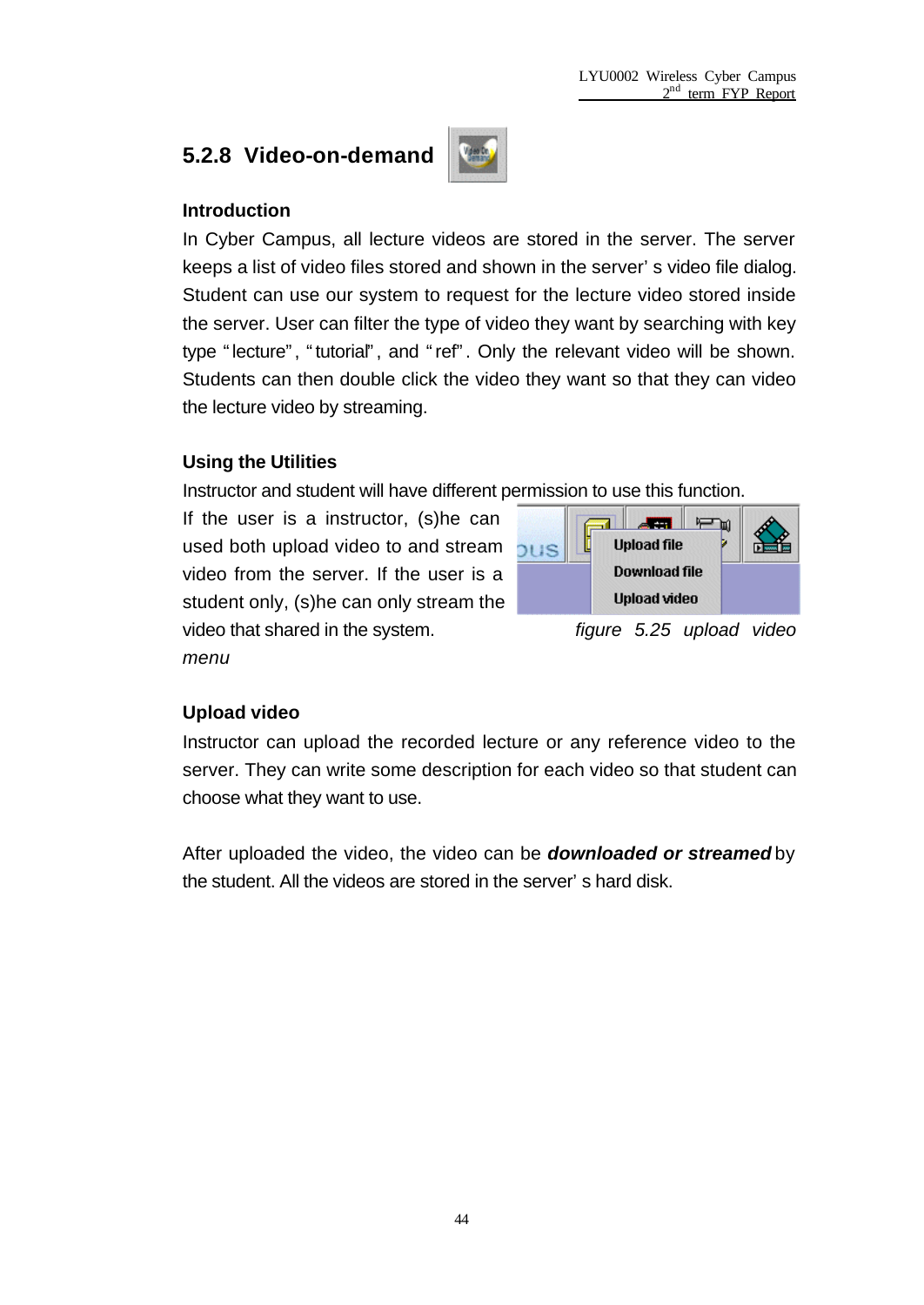## 5.2.8 Video-on-demand

### Introduction

In Cyber Campus, all lecture videos are stored in the server. The server keeps a list of video files stored and shown in the server' s video file dialog. Student can use our system to request for the lecture video stored inside the server. User can filter the type of video they want by searching with key type "lecture", "tutorial", and "ref". Only the relevant video will be shown. Students can then double click the video they want so that they can video the lecture video by streaming.

### Using the Utilities

Instructor and student will have different permission to use this function.

If the user is a instructor, (s)he can used both upload video to and stream video from the server. If the user is a student only, (s)he can only stream the video that shared in the system.

*figure 5.25 upload video menu*

### Upload video

Instructor can upload the recorded lecture or any reference video to the server. They can write some description for each video so that student can choose what they want to use.

After uploaded the video, the video can be ***downloaded or streamed*** by the student. All the videos are stored in the server' s hard disk.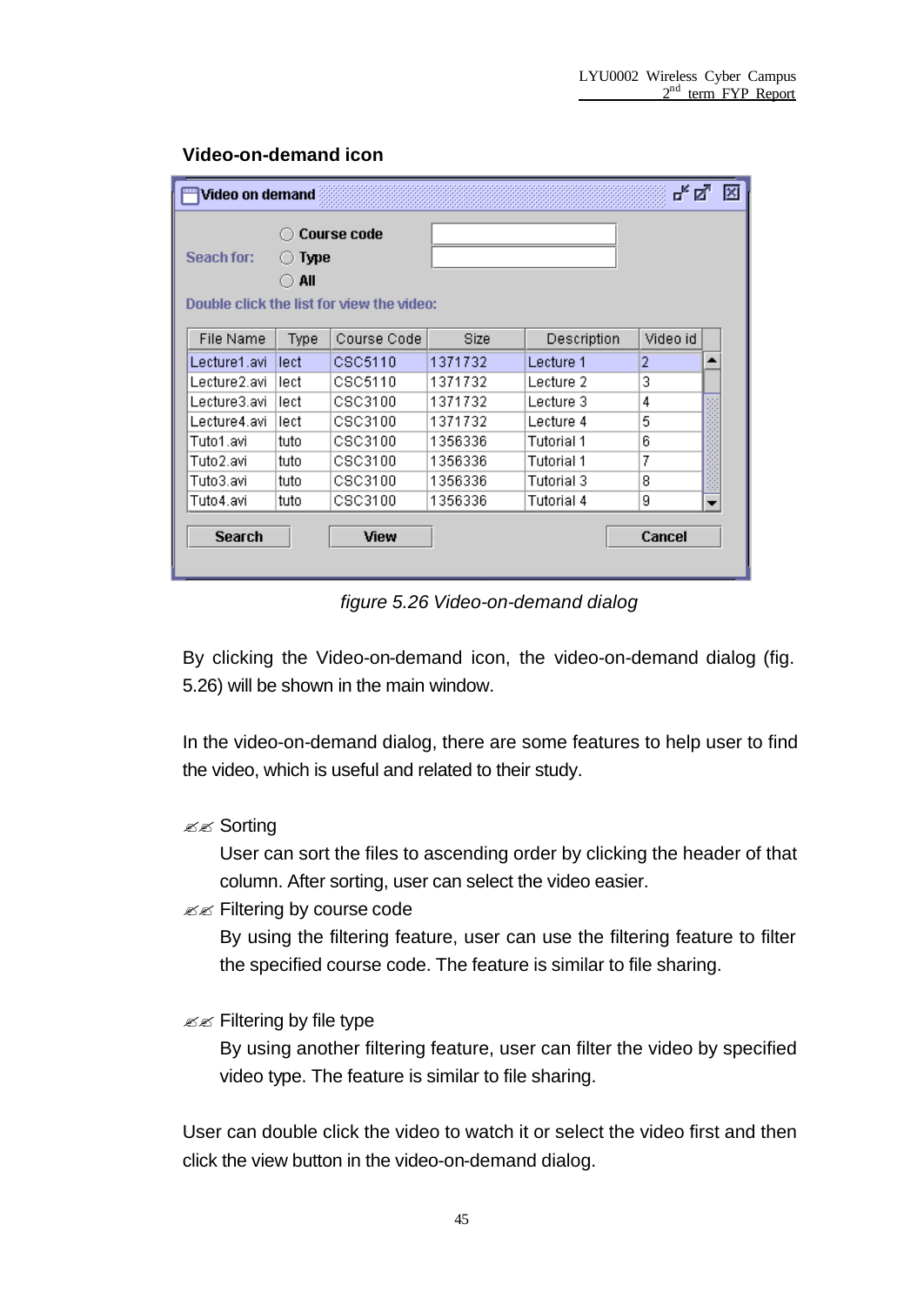### Video-on-demand icon

figure 5.26 Video-on-demand dialog

By clicking the Video-on-demand icon, the video-on-demand dialog (fig. 5.26) will be shown in the main window.

In the video-on-demand dialog, there are some features to help user to find the video, which is useful and related to their study.

- Sorting
  User can sort the files to ascending order by clicking the header of that column. After sorting, user can select the video easier.
- Filtering by course code
  By using the filtering feature, user can use the filtering feature to filter the specified course code. The feature is similar to file sharing.
- Filtering by file type
  By using another filtering feature, user can filter the video by specified video type. The feature is similar to file sharing.

User can double click the video to watch it or select the video first and then click the view button in the video-on-demand dialog.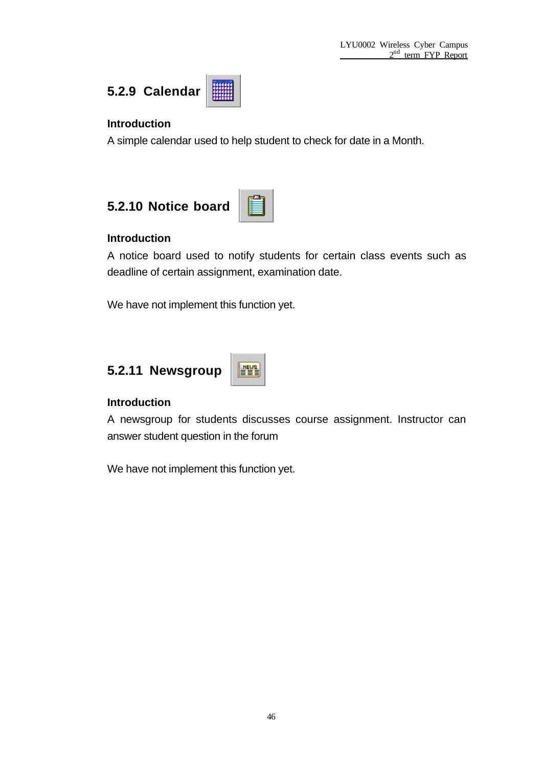### 5.2.9 Calendar

**Introduction**

A simple calendar used to help student to check for date in a Month.

### 5.2.10 Notice board

**Introduction**

A notice board used to notify students for certain class events such as deadline of certain assignment, examination date.

We have not implement this function yet.

### 5.2.11 Newsgroup

**Introduction**

A newsgroup for students discusses course assignment. Instructor can answer student question in the forum

We have not implement this function yet.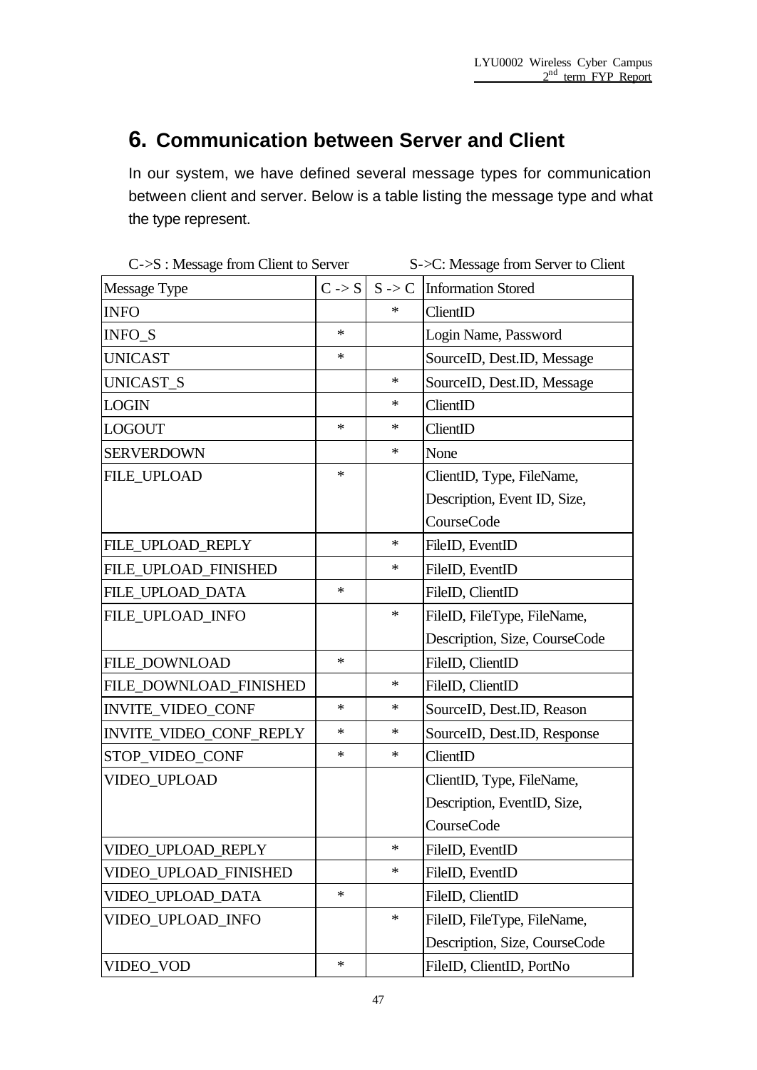# 6. Communication between Server and Client

In our system, we have defined several message types for communication between client and server. Below is a table listing the message type and what the type represent.

C->S : Message from Client to Server S->C: Message from Server to Client

| Message Type | C -> S | S -> C | Information Stored |
|---|---|---|---|
| INFO | | * | ClientID |
| INFO_S | * | | Login Name, Password |
| UNICAST | * | | SourceID, Dest.ID, Message |
| UNICAST_S | | * | SourceID, Dest.ID, Message |
| LOGIN | | * | ClientID |
| LOGOUT | * | * | ClientID |
| SERVERDOWN | | * | None |
| FILE_UPLOAD | * | | ClientID, Type, FileName, Description, Event ID, Size, CourseCode |
| FILE_UPLOAD_REPLY | | * | FileID, EventID |
| FILE_UPLOAD_FINISHED | | * | FileID, EventID |
| FILE_UPLOAD_DATA | * | | FileID, ClientID |
| FILE_UPLOAD_INFO | | * | FileID, FileType, FileName, Description, Size, CourseCode |
| FILE_DOWNLOAD | * | | FileID, ClientID |
| FILE_DOWNLOAD_FINISHED | | * | FileID, ClientID |
| INVITE_VIDEO_CONF | * | * | SourceID, Dest.ID, Reason |
| INVITE_VIDEO_CONF_REPLY | * | * | SourceID, Dest.ID, Response |
| STOP_VIDEO_CONF | * | * | ClientID |
| VIDEO_UPLOAD | | | ClientID, Type, FileName, Description, EventID, Size, CourseCode |
| VIDEO_UPLOAD_REPLY | | * | FileID, EventID |
| VIDEO_UPLOAD_FINISHED | | * | FileID, EventID |
| VIDEO_UPLOAD_DATA | * | | FileID, ClientID |
| VIDEO_UPLOAD_INFO | | * | FileID, FileType, FileName, Description, Size, CourseCode |
| VIDEO_VOD | * | | FileID, ClientID, PortNo |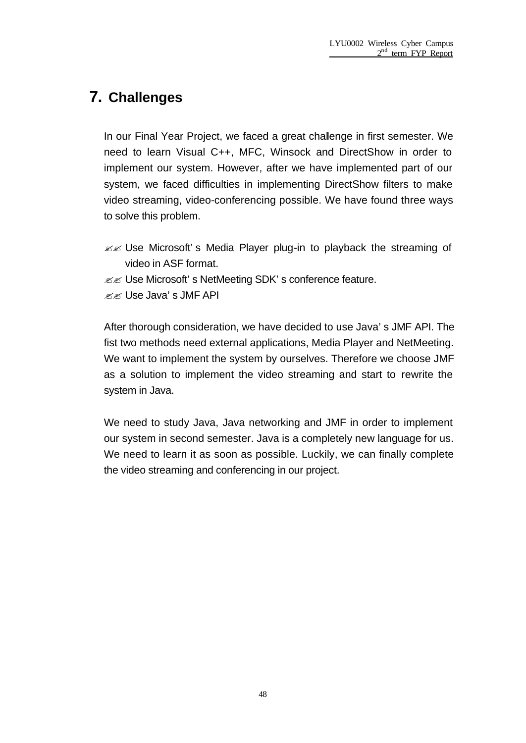# 7. Challenges

In our Final Year Project, we faced a great challenge in first semester. We need to learn Visual C++, MFC, Winsock and DirectShow in order to implement our system. However, after we have implemented part of our system, we faced difficulties in implementing DirectShow filters to make video streaming, video-conferencing possible. We have found three ways to solve this problem.

- Use Microsoft's Media Player plug-in to playback the streaming of video in ASF format.
- Use Microsoft's NetMeeting SDK's conference feature.
- Use Java's JMF API

After thorough consideration, we have decided to use Java's JMF API. The fist two methods need external applications, Media Player and NetMeeting. We want to implement the system by ourselves. Therefore we choose JMF as a solution to implement the video streaming and start to rewrite the system in Java.

We need to study Java, Java networking and JMF in order to implement our system in second semester. Java is a completely new language for us. We need to learn it as soon as possible. Luckily, we can finally complete the video streaming and conferencing in our project.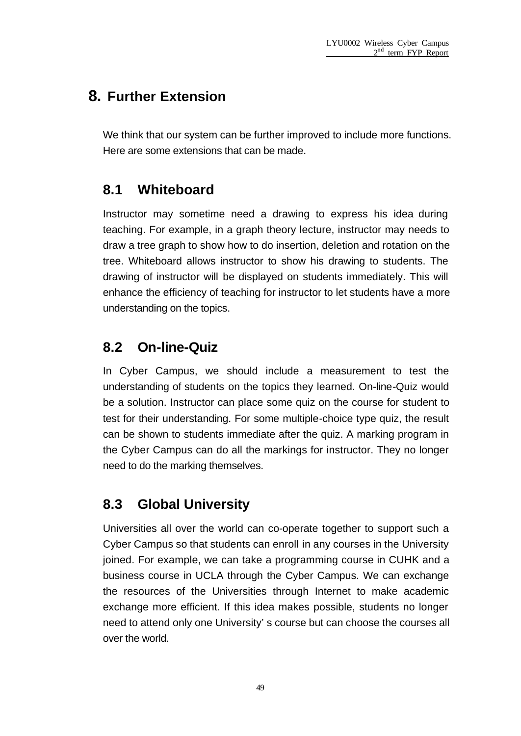# 8. Further Extension

We think that our system can be further improved to include more functions. Here are some extensions that can be made.

## 8.1 Whiteboard

Instructor may sometime need a drawing to express his idea during teaching. For example, in a graph theory lecture, instructor may needs to draw a tree graph to show how to do insertion, deletion and rotation on the tree. Whiteboard allows instructor to show his drawing to students. The drawing of instructor will be displayed on students immediately. This will enhance the efficiency of teaching for instructor to let students have a more understanding on the topics.

## 8.2 On-line-Quiz

In Cyber Campus, we should include a measurement to test the understanding of students on the topics they learned. On-line-Quiz would be a solution. Instructor can place some quiz on the course for student to test for their understanding. For some multiple-choice type quiz, the result can be shown to students immediate after the quiz. A marking program in the Cyber Campus can do all the markings for instructor. They no longer need to do the marking themselves.

## 8.3 Global University

Universities all over the world can co-operate together to support such a Cyber Campus so that students can enroll in any courses in the University joined. For example, we can take a programming course in CUHK and a business course in UCLA through the Cyber Campus. We can exchange the resources of the Universities through Internet to make academic exchange more efficient. If this idea makes possible, students no longer need to attend only one University' s course but can choose the courses all over the world.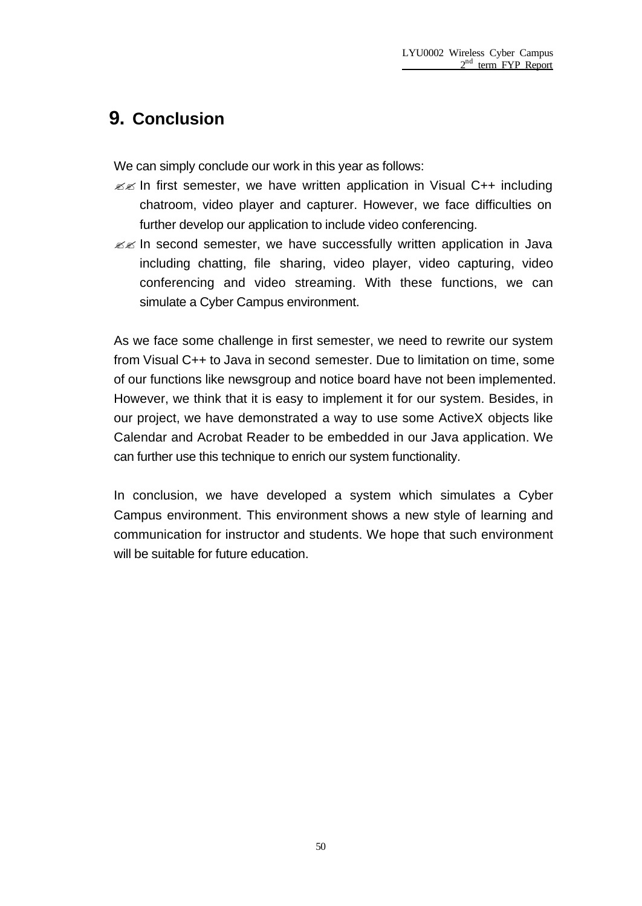# 9. Conclusion

We can simply conclude our work in this year as follows:

- In first semester, we have written application in Visual C++ including chatroom, video player and capturer. However, we face difficulties on further develop our application to include video conferencing.
- In second semester, we have successfully written application in Java including chatting, file sharing, video player, video capturing, video conferencing and video streaming. With these functions, we can simulate a Cyber Campus environment.

As we face some challenge in first semester, we need to rewrite our system from Visual C++ to Java in second semester. Due to limitation on time, some of our functions like newsgroup and notice board have not been implemented. However, we think that it is easy to implement it for our system. Besides, in our project, we have demonstrated a way to use some ActiveX objects like Calendar and Acrobat Reader to be embedded in our Java application. We can further use this technique to enrich our system functionality.

In conclusion, we have developed a system which simulates a Cyber Campus environment. This environment shows a new style of learning and communication for instructor and students. We hope that such environment will be suitable for future education.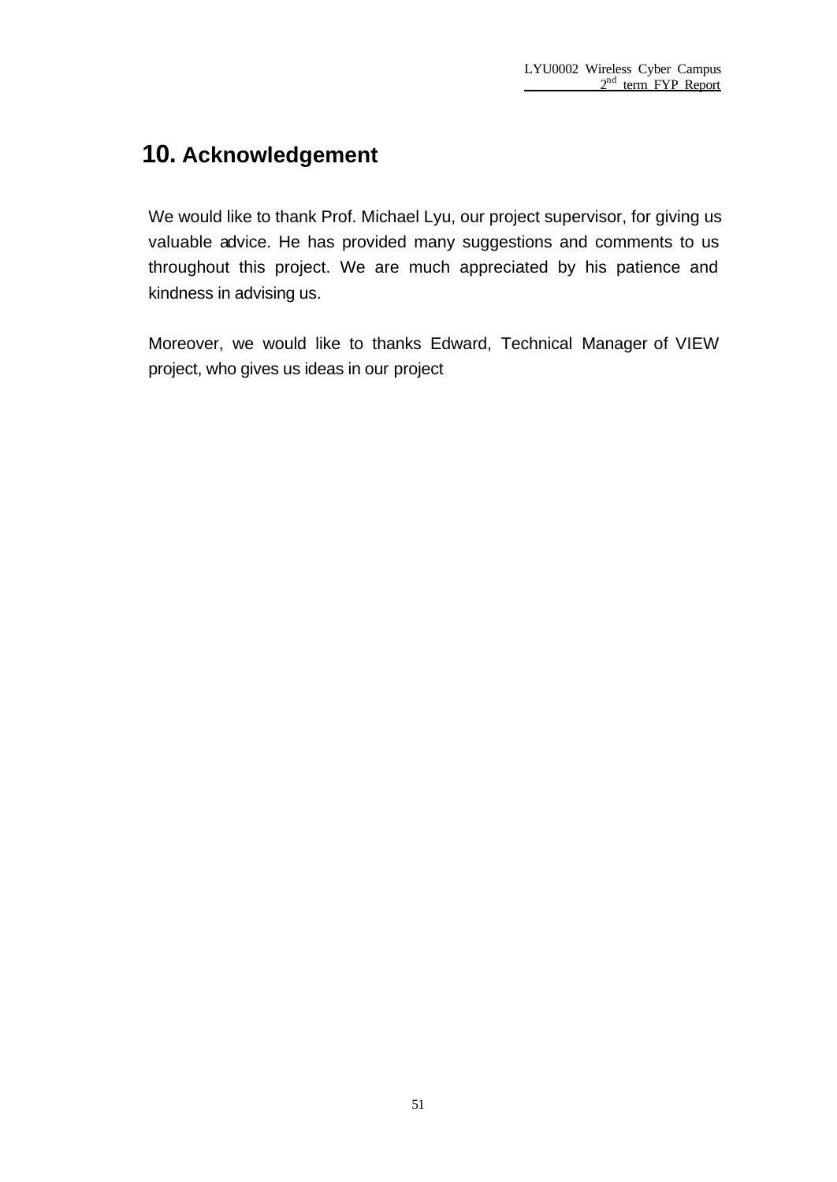# 10. Acknowledgement

We would like to thank Prof. Michael Lyu, our project supervisor, for giving us valuable advice. He has provided many suggestions and comments to us throughout this project. We are much appreciated by his patience and kindness in advising us.

Moreover, we would like to thanks Edward, Technical Manager of VIEW project, who gives us ideas in our project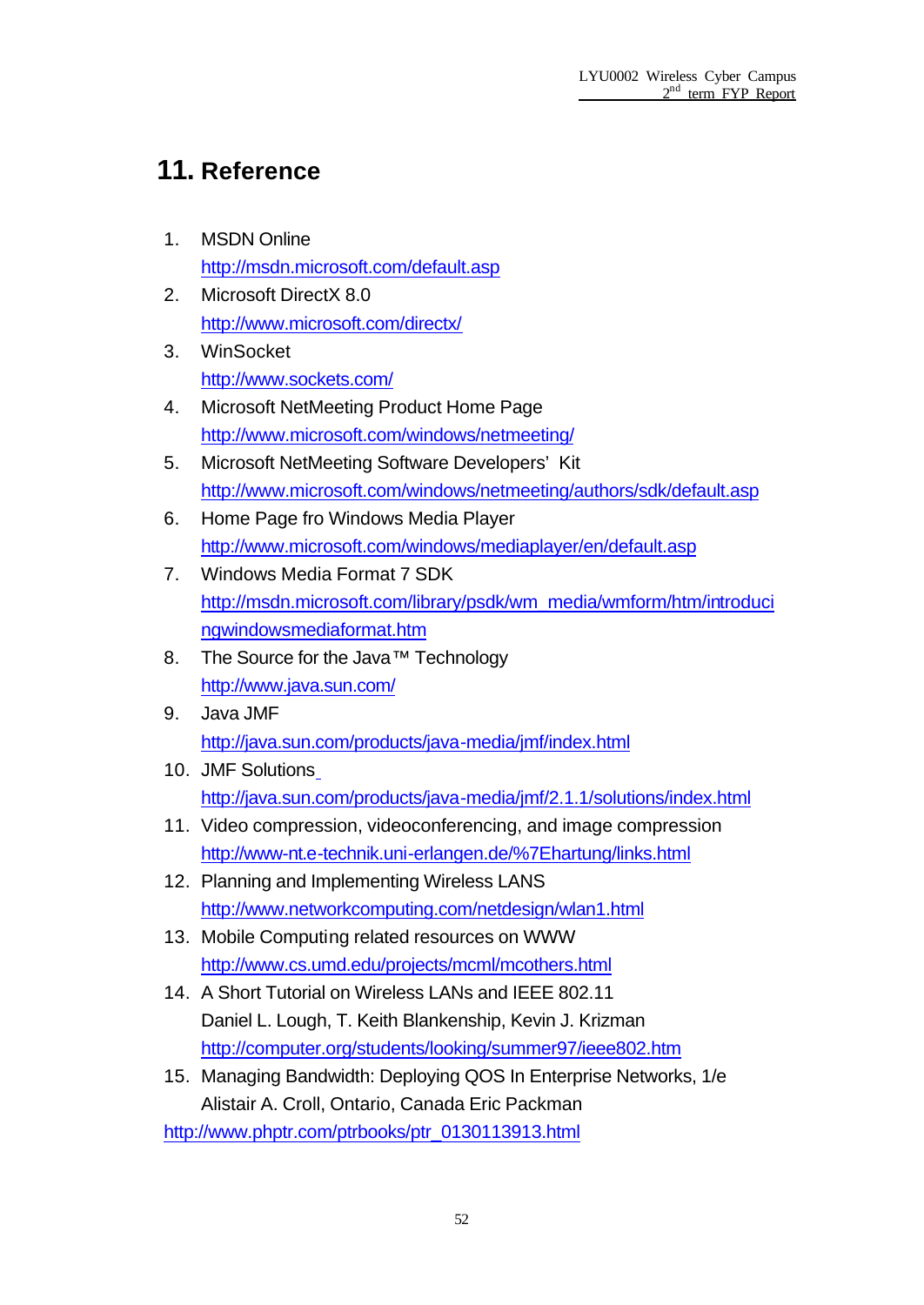# 11. Reference

1. MSDN Online
   http://msdn.microsoft.com/default.asp
2. Microsoft DirectX 8.0
   http://www.microsoft.com/directx/
3. WinSocket
   http://www.sockets.com/
4. Microsoft NetMeeting Product Home Page
   http://www.microsoft.com/windows/netmeeting/
5. Microsoft NetMeeting Software Developers' Kit
   http://www.microsoft.com/windows/netmeeting/authors/sdk/default.asp
6. Home Page fro Windows Media Player
   http://www.microsoft.com/windows/mediaplayer/en/default.asp
7. Windows Media Format 7 SDK
   http://msdn.microsoft.com/library/psdk/wm_media/wmform/htm/introducingwindowsmediaformat.htm
8. The Source for the Java™ Technology
   http://www.java.sun.com/
9. Java JMF
   http://java.sun.com/products/java-media/jmf/index.html
10. JMF Solutions
    http://java.sun.com/products/java-media/jmf/2.1.1/solutions/index.html
11. Video compression, videoconferencing, and image compression
    http://www-nt.e-technik.uni-erlangen.de/%7Ehartung/links.html
12. Planning and Implementing Wireless LANS
    http://www.networkcomputing.com/netdesign/wlan1.html
13. Mobile Computing related resources on WWW
    http://www.cs.umd.edu/projects/mcml/mcothers.html
14. A Short Tutorial on Wireless LANs and IEEE 802.11
    Daniel L. Lough, T. Keith Blankenship, Kevin J. Krizman
    http://computer.org/students/looking/summer97/ieee802.htm
15. Managing Bandwidth: Deploying QOS In Enterprise Networks, 1/e
    Alistair A. Croll, Ontario, Canada Eric Packman
    http://www.phptr.com/ptrbooks/ptr_0130113913.html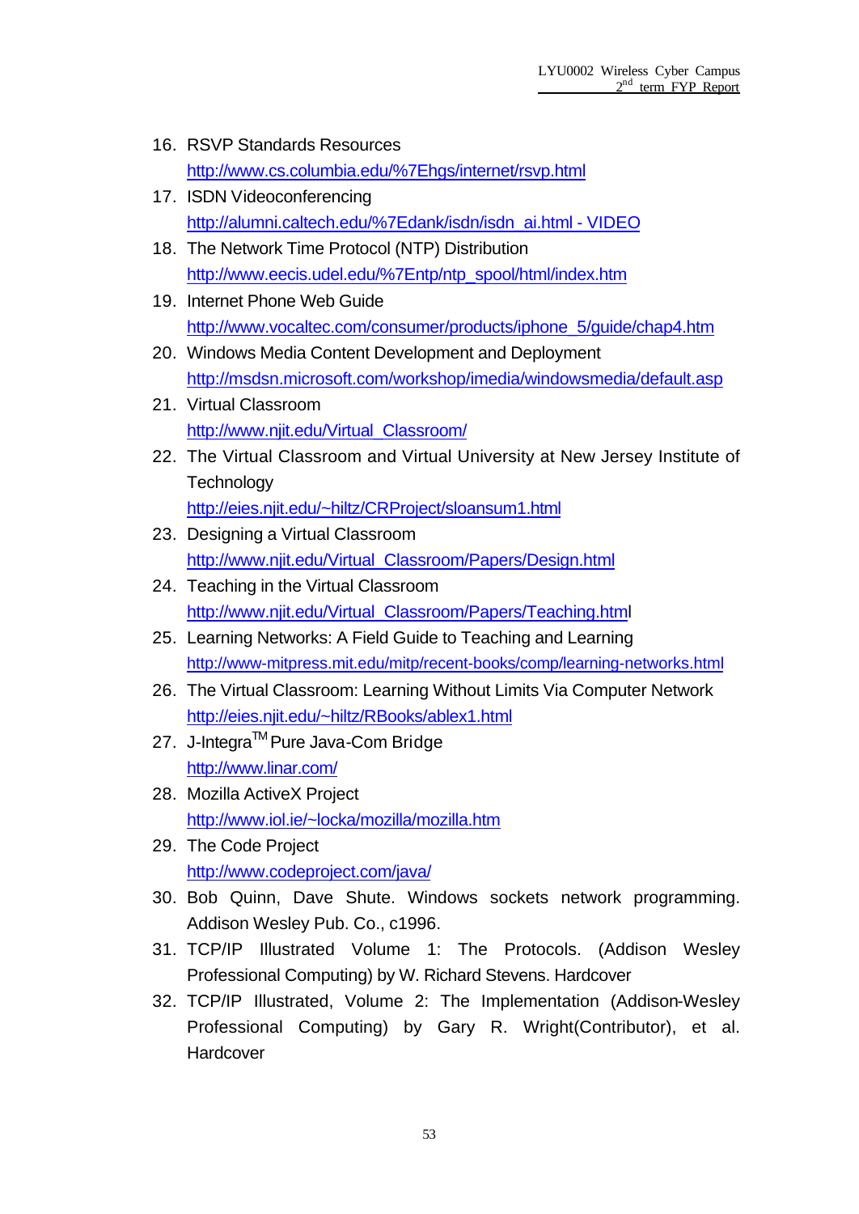16. RSVP Standards Resources
    http://www.cs.columbia.edu/%7Ehgs/internet/rsvp.html
17. ISDN Videoconferencing
    http://alumni.caltech.edu/%7Edank/isdn/isdn_ai.html - VIDEO
18. The Network Time Protocol (NTP) Distribution
    http://www.eecis.udel.edu/%7Entp/ntp_spool/html/index.htm
19. Internet Phone Web Guide
    http://www.vocaltec.com/consumer/products/iphone_5/guide/chap4.htm
20. Windows Media Content Development and Deployment
    http://msdsn.microsoft.com/workshop/imedia/windowsmedia/default.asp
21. Virtual Classroom
    http://www.njit.edu/Virtual_Classroom/
22. The Virtual Classroom and Virtual University at New Jersey Institute of Technology
    http://eies.njit.edu/~hiltz/CRProject/sloansum1.html
23. Designing a Virtual Classroom
    http://www.njit.edu/Virtual_Classroom/Papers/Design.html
24. Teaching in the Virtual Classroom
    http://www.njit.edu/Virtual_Classroom/Papers/Teaching.html
25. Learning Networks: A Field Guide to Teaching and Learning
    http://www-mitpress.mit.edu/mitp/recent-books/comp/learning-networks.html
26. The Virtual Classroom: Learning Without Limits Via Computer Network
    http://eies.njit.edu/~hiltz/RBooks/ablex1.html
27. J-Integra™ Pure Java-Com Bridge
    http://www.linar.com/
28. Mozilla ActiveX Project
    http://www.iol.ie/~locka/mozilla/mozilla.htm
29. The Code Project
    http://www.codeproject.com/java/
30. Bob Quinn, Dave Shute. Windows sockets network programming. Addison Wesley Pub. Co., c1996.
31. TCP/IP Illustrated Volume 1: The Protocols. (Addison Wesley Professional Computing) by W. Richard Stevens. Hardcover
32. TCP/IP Illustrated, Volume 2: The Implementation (Addison-Wesley Professional Computing) by Gary R. Wright(Contributor), et al. Hardcover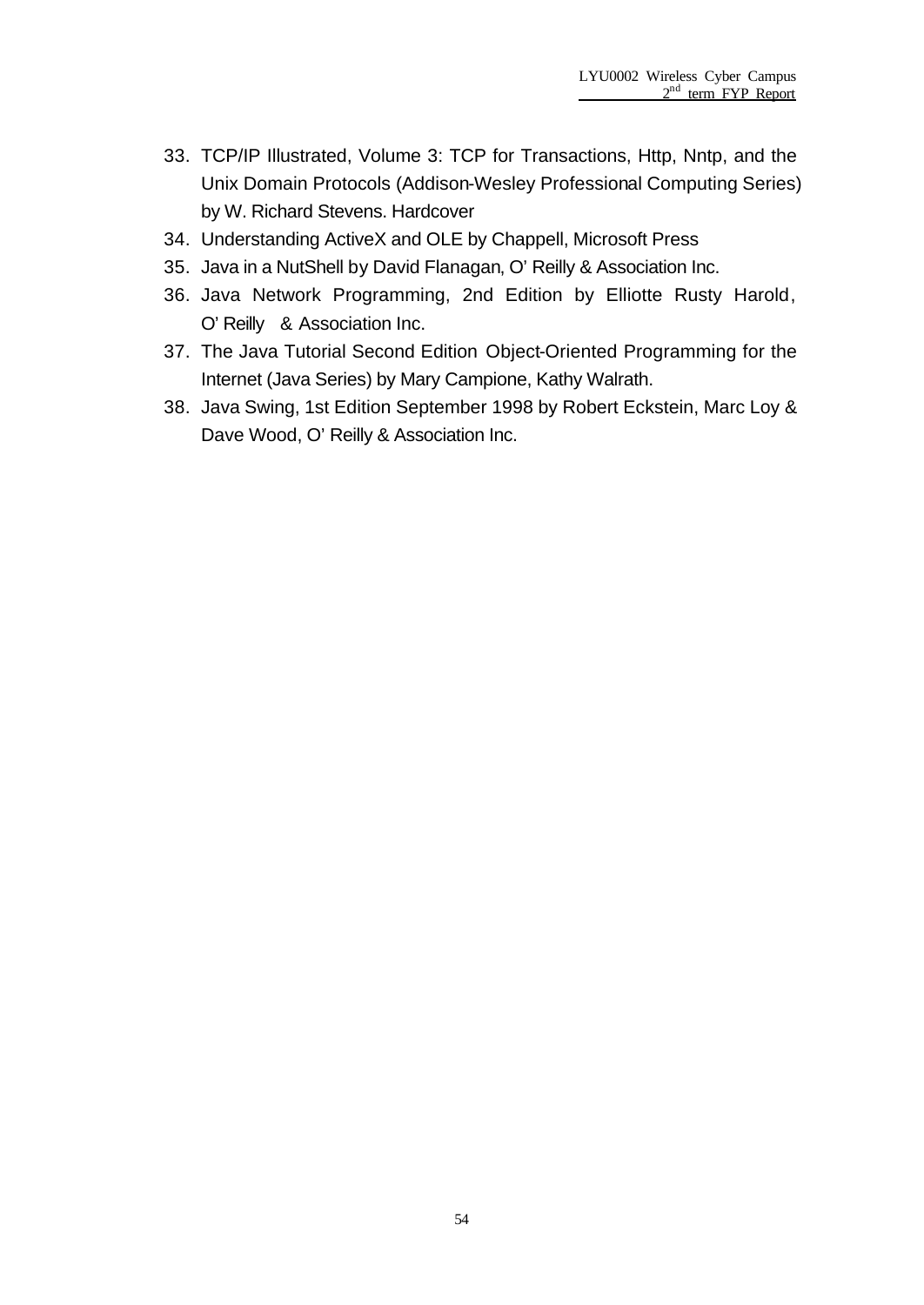33. TCP/IP Illustrated, Volume 3: TCP for Transactions, Http, Nntp, and the Unix Domain Protocols (Addison-Wesley Professional Computing Series) by W. Richard Stevens. Hardcover
34. Understanding ActiveX and OLE by Chappell, Microsoft Press
35. Java in a NutShell by David Flanagan, O' Reilly & Association Inc.
36. Java Network Programming, 2nd Edition by Elliotte Rusty Harold, O' Reilly & Association Inc.
37. The Java Tutorial Second Edition Object-Oriented Programming for the Internet (Java Series) by Mary Campione, Kathy Walrath.
38. Java Swing, 1st Edition September 1998 by Robert Eckstein, Marc Loy & Dave Wood, O' Reilly & Association Inc.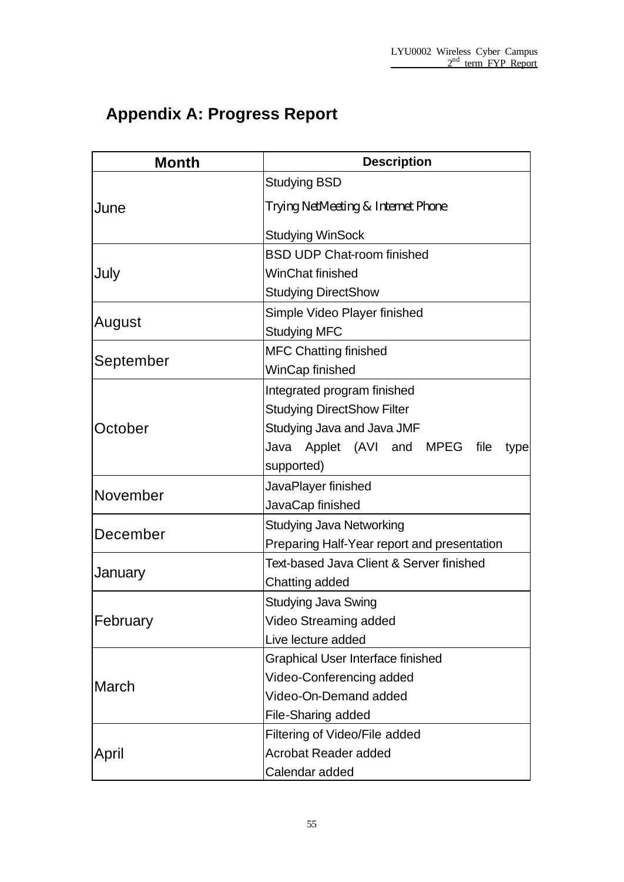## Appendix A: Progress Report

| Month | Description |
|---|---|
| June | Studying BSD<br>Trying NetMeeting & Internet Phone<br>Studying WinSock |
| July | BSD UDP Chat-room finished<br>WinChat finished<br>Studying DirectShow |
| August | Simple Video Player finished<br>Studying MFC |
| September | MFC Chatting finished<br>WinCap finished |
| October | Integrated program finished<br>Studying DirectShow Filter<br>Studying Java and Java JMF<br>Java Applet (AVI and MPEG file type supported) |
| November | JavaPlayer finished<br>JavaCap finished |
| December | Studying Java Networking<br>Preparing Half-Year report and presentation |
| January | Text-based Java Client & Server finished<br>Chatting added |
| February | Studying Java Swing<br>Video Streaming added<br>Live lecture added |
| March | Graphical User Interface finished<br>Video-Conferencing added<br>Video-On-Demand added<br>File-Sharing added |
| April | Filtering of Video/File added<br>Acrobat Reader added<br>Calendar added |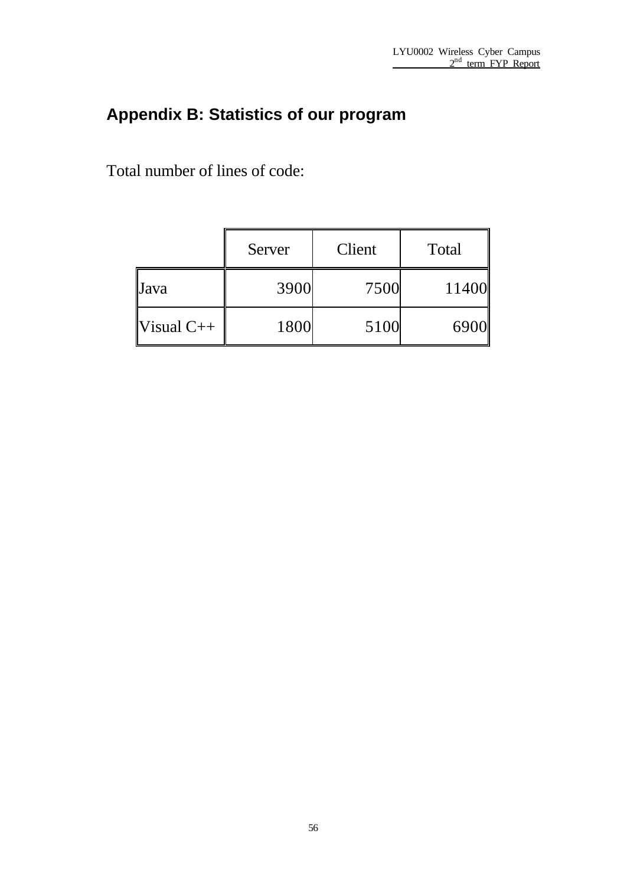## Appendix B: Statistics of our program

Total number of lines of code:

| | Server | Client | Total |
|---|---|---|---|
| Java | 3900 | 7500 | 11400 |
| Visual C++ | 1800 | 5100 | 6900 |